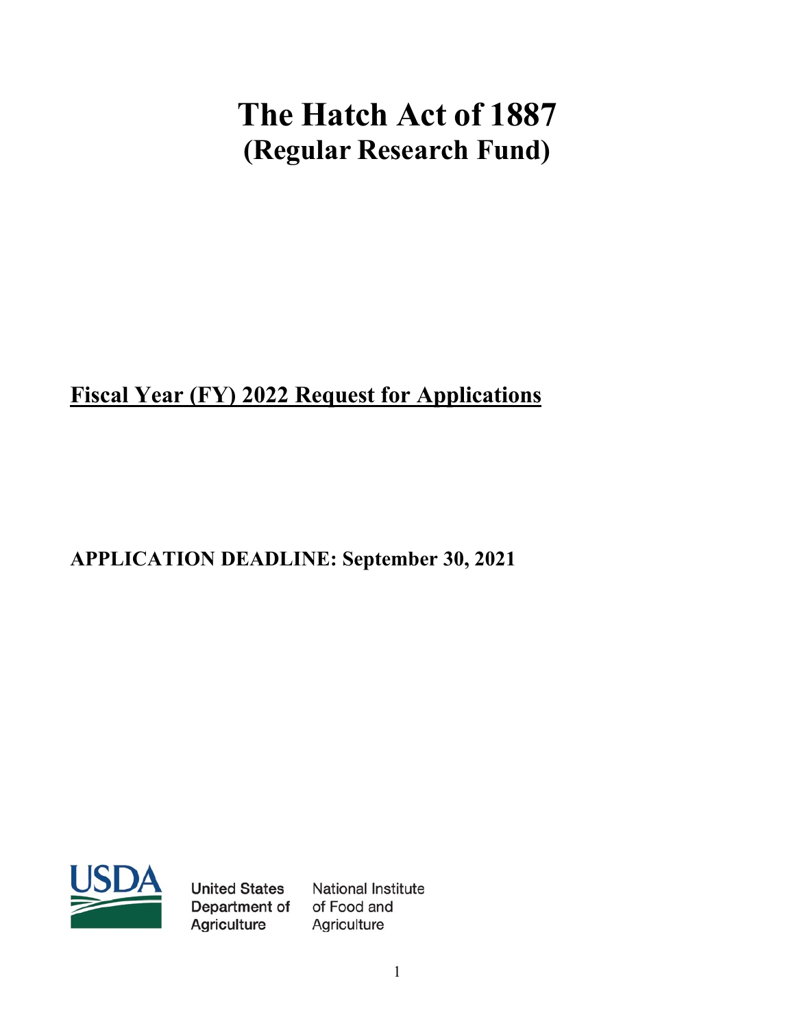# The Hatch Act of 1887
## (Regular Research Fund)

**<u>Fiscal Year (FY) 2022 Request for Applications</u>**

**APPLICATION DEADLINE: September 30, 2021**

United States Department of Agriculture

National Institute of Food and Agriculture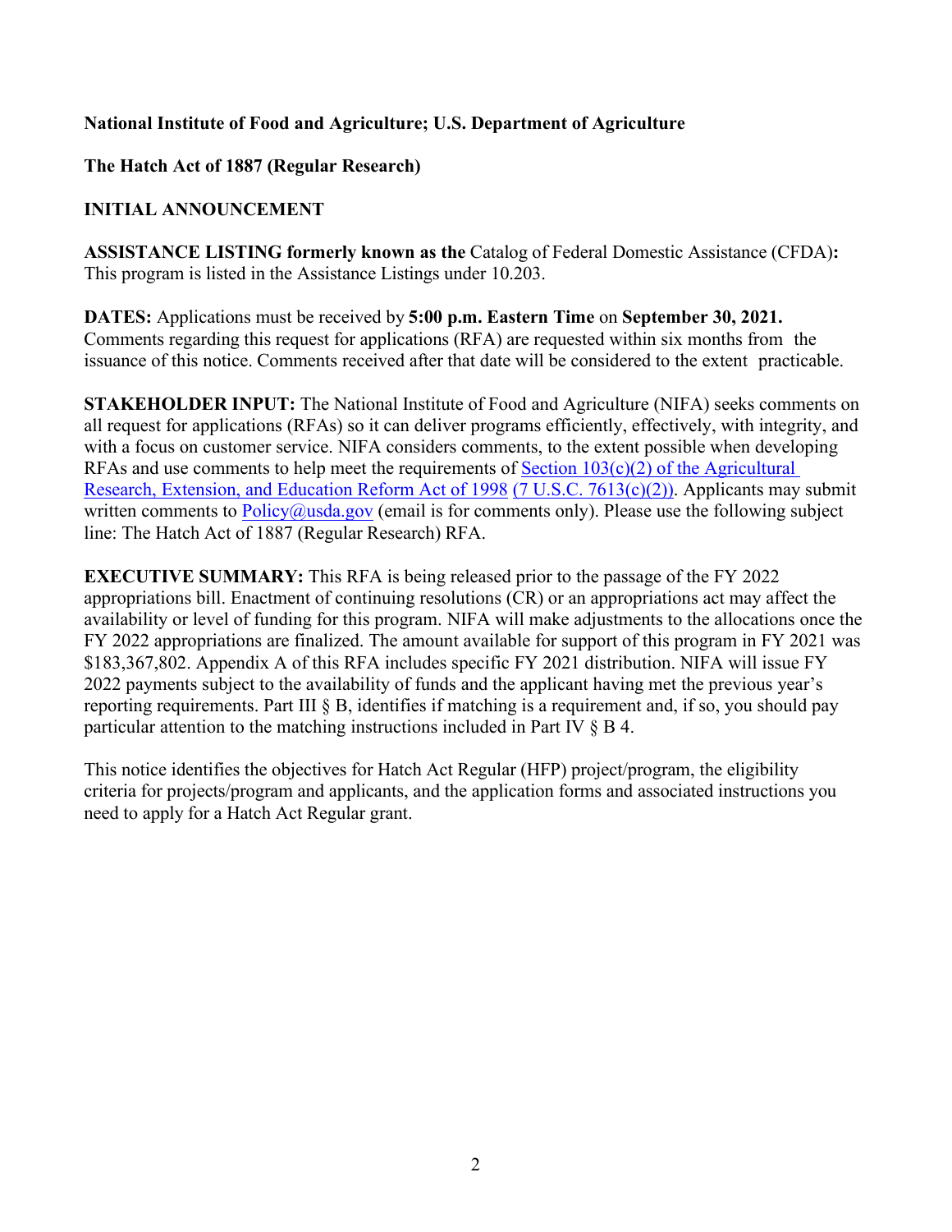**National Institute of Food and Agriculture; U.S. Department of Agriculture**

**The Hatch Act of 1887 (Regular Research)**

**INITIAL ANNOUNCEMENT**

**ASSISTANCE LISTING formerly known as the** Catalog of Federal Domestic Assistance (CFDA)**:** This program is listed in the Assistance Listings under 10.203.

**DATES:** Applications must be received by **5:00 p.m. Eastern Time** on **September 30, 2021.** Comments regarding this request for applications (RFA) are requested within six months from the issuance of this notice. Comments received after that date will be considered to the extent practicable.

**STAKEHOLDER INPUT:** The National Institute of Food and Agriculture (NIFA) seeks comments on all request for applications (RFAs) so it can deliver programs efficiently, effectively, with integrity, and with a focus on customer service. NIFA considers comments, to the extent possible when developing RFAs and use comments to help meet the requirements of Section 103(c)(2) of the Agricultural Research, Extension, and Education Reform Act of 1998 (7 U.S.C. 7613(c)(2)). Applicants may submit written comments to Policy@usda.gov (email is for comments only). Please use the following subject line: The Hatch Act of 1887 (Regular Research) RFA.

**EXECUTIVE SUMMARY:** This RFA is being released prior to the passage of the FY 2022 appropriations bill. Enactment of continuing resolutions (CR) or an appropriations act may affect the availability or level of funding for this program. NIFA will make adjustments to the allocations once the FY 2022 appropriations are finalized. The amount available for support of this program in FY 2021 was $183,367,802. Appendix A of this RFA includes specific FY 2021 distribution. NIFA will issue FY 2022 payments subject to the availability of funds and the applicant having met the previous year's reporting requirements. Part III § B, identifies if matching is a requirement and, if so, you should pay particular attention to the matching instructions included in Part IV § B 4.

This notice identifies the objectives for Hatch Act Regular (HFP) project/program, the eligibility criteria for projects/program and applicants, and the application forms and associated instructions you need to apply for a Hatch Act Regular grant.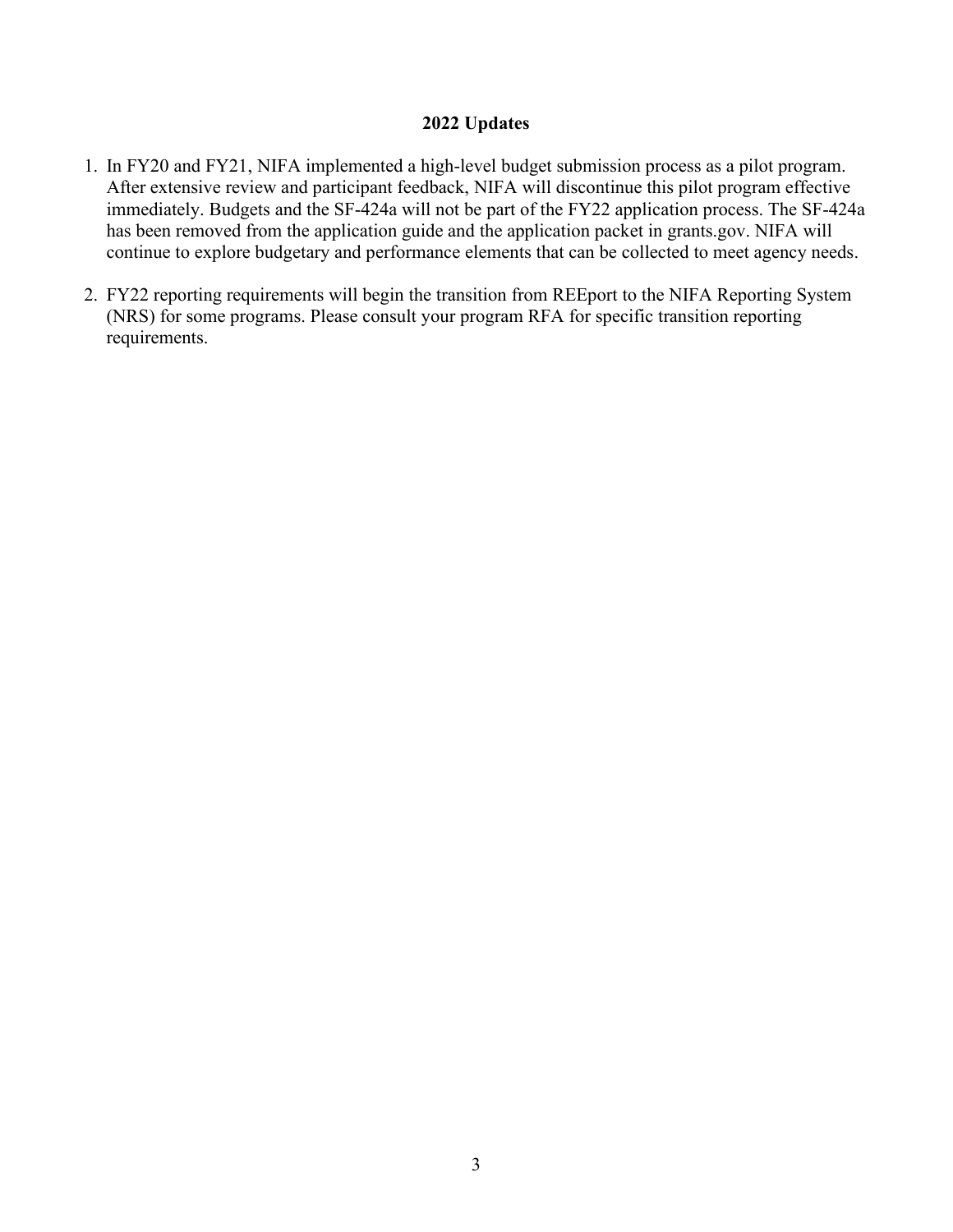## 2022 Updates

1. In FY20 and FY21, NIFA implemented a high-level budget submission process as a pilot program. After extensive review and participant feedback, NIFA will discontinue this pilot program effective immediately. Budgets and the SF-424a will not be part of the FY22 application process. The SF-424a has been removed from the application guide and the application packet in grants.gov. NIFA will continue to explore budgetary and performance elements that can be collected to meet agency needs.

2. FY22 reporting requirements will begin the transition from REEport to the NIFA Reporting System (NRS) for some programs. Please consult your program RFA for specific transition reporting requirements.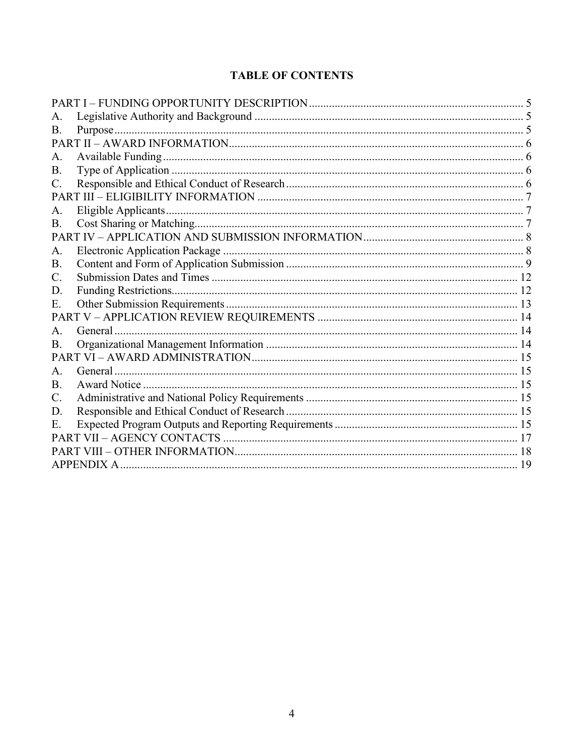# TABLE OF CONTENTS

PART I – FUNDING OPPORTUNITY DESCRIPTION .......... 5
A. Legislative Authority and Background .......... 5
B. Purpose .......... 5
PART II – AWARD INFORMATION .......... 6
A. Available Funding .......... 6
B. Type of Application .......... 6
C. Responsible and Ethical Conduct of Research .......... 6
PART III – ELIGIBILITY INFORMATION .......... 7
A. Eligible Applicants .......... 7
B. Cost Sharing or Matching .......... 7
PART IV – APPLICATION AND SUBMISSION INFORMATION .......... 8
A. Electronic Application Package .......... 8
B. Content and Form of Application Submission .......... 9
C. Submission Dates and Times .......... 12
D. Funding Restrictions .......... 12
E. Other Submission Requirements .......... 13
PART V – APPLICATION REVIEW REQUIREMENTS .......... 14
A. General .......... 14
B. Organizational Management Information .......... 14
PART VI – AWARD ADMINISTRATION .......... 15
A. General .......... 15
B. Award Notice .......... 15
C. Administrative and National Policy Requirements .......... 15
D. Responsible and Ethical Conduct of Research .......... 15
E. Expected Program Outputs and Reporting Requirements .......... 15
PART VII – AGENCY CONTACTS .......... 17
PART VIII – OTHER INFORMATION .......... 18
APPENDIX A .......... 19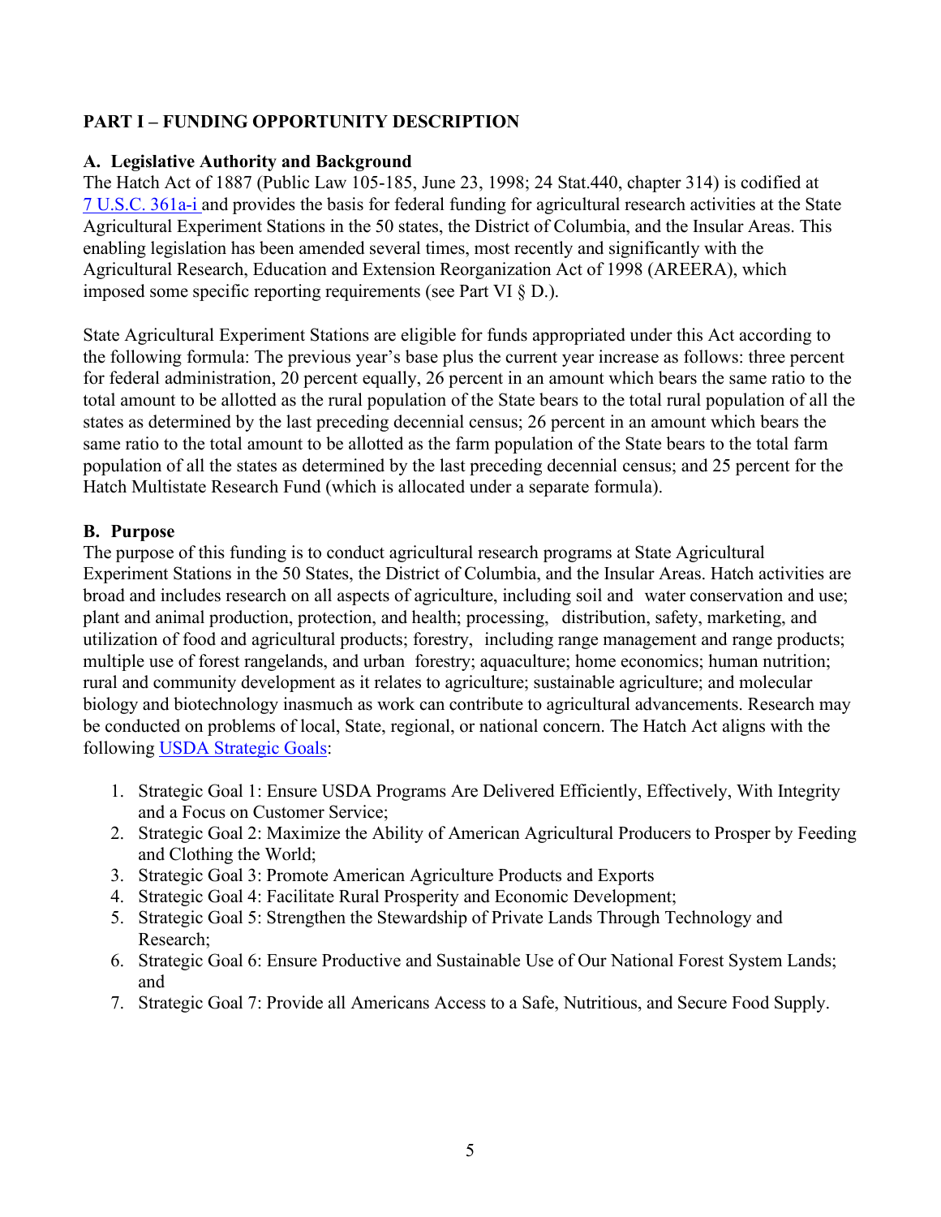## PART I – FUNDING OPPORTUNITY DESCRIPTION

### A. Legislative Authority and Background

The Hatch Act of 1887 (Public Law 105-185, June 23, 1998; 24 Stat.440, chapter 314) is codified at 7 U.S.C. 361a-i and provides the basis for federal funding for agricultural research activities at the State Agricultural Experiment Stations in the 50 states, the District of Columbia, and the Insular Areas. This enabling legislation has been amended several times, most recently and significantly with the Agricultural Research, Education and Extension Reorganization Act of 1998 (AREERA), which imposed some specific reporting requirements (see Part VI § D.).

State Agricultural Experiment Stations are eligible for funds appropriated under this Act according to the following formula: The previous year's base plus the current year increase as follows: three percent for federal administration, 20 percent equally, 26 percent in an amount which bears the same ratio to the total amount to be allotted as the rural population of the State bears to the total rural population of all the states as determined by the last preceding decennial census; 26 percent in an amount which bears the same ratio to the total amount to be allotted as the farm population of the State bears to the total farm population of all the states as determined by the last preceding decennial census; and 25 percent for the Hatch Multistate Research Fund (which is allocated under a separate formula).

### B. Purpose

The purpose of this funding is to conduct agricultural research programs at State Agricultural Experiment Stations in the 50 States, the District of Columbia, and the Insular Areas. Hatch activities are broad and includes research on all aspects of agriculture, including soil and water conservation and use; plant and animal production, protection, and health; processing, distribution, safety, marketing, and utilization of food and agricultural products; forestry, including range management and range products; multiple use of forest rangelands, and urban forestry; aquaculture; home economics; human nutrition; rural and community development as it relates to agriculture; sustainable agriculture; and molecular biology and biotechnology inasmuch as work can contribute to agricultural advancements. Research may be conducted on problems of local, State, regional, or national concern. The Hatch Act aligns with the following USDA Strategic Goals:

1. Strategic Goal 1: Ensure USDA Programs Are Delivered Efficiently, Effectively, With Integrity and a Focus on Customer Service;
2. Strategic Goal 2: Maximize the Ability of American Agricultural Producers to Prosper by Feeding and Clothing the World;
3. Strategic Goal 3: Promote American Agriculture Products and Exports
4. Strategic Goal 4: Facilitate Rural Prosperity and Economic Development;
5. Strategic Goal 5: Strengthen the Stewardship of Private Lands Through Technology and Research;
6. Strategic Goal 6: Ensure Productive and Sustainable Use of Our National Forest System Lands; and
7. Strategic Goal 7: Provide all Americans Access to a Safe, Nutritious, and Secure Food Supply.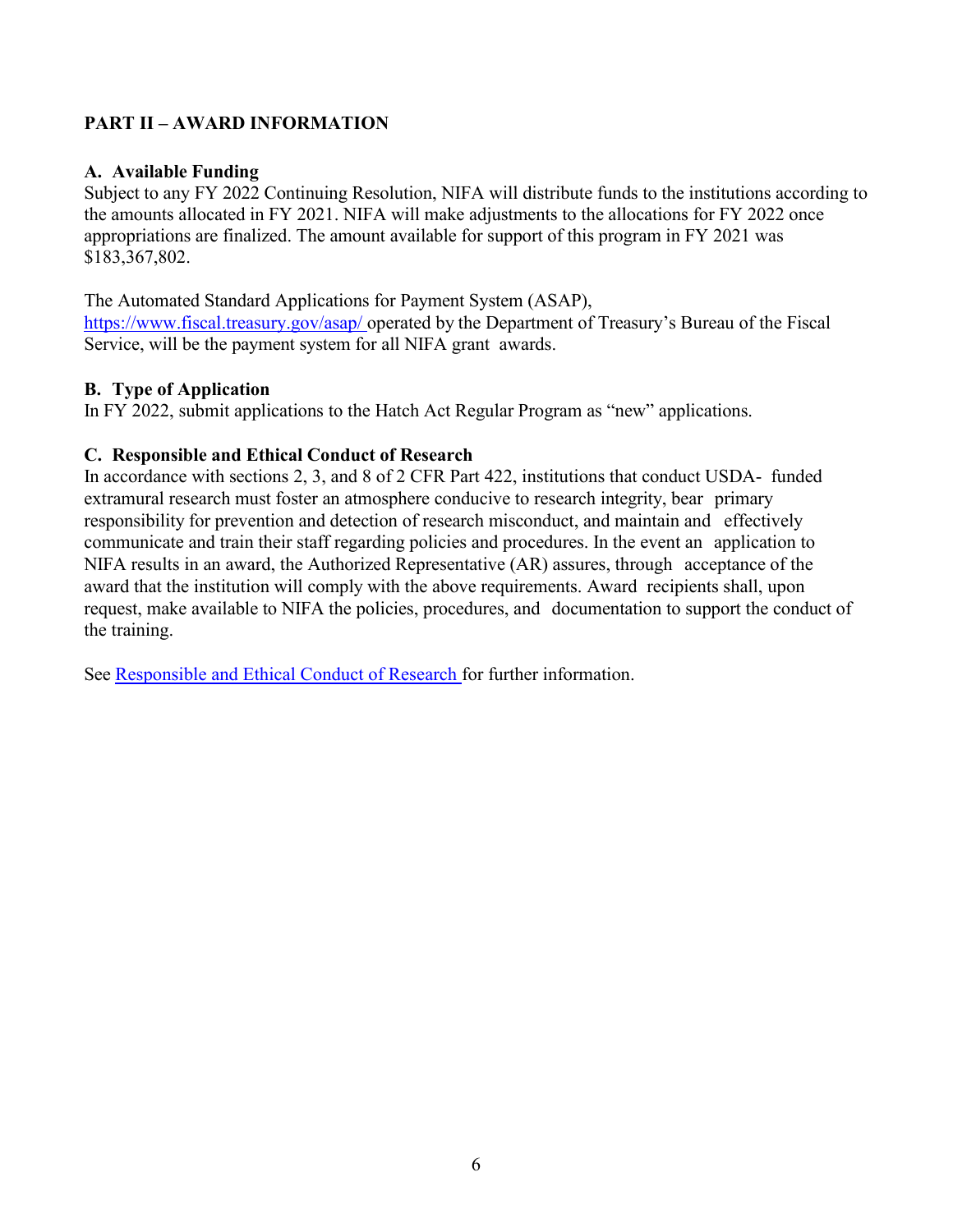## PART II – AWARD INFORMATION

### A. Available Funding

Subject to any FY 2022 Continuing Resolution, NIFA will distribute funds to the institutions according to the amounts allocated in FY 2021. NIFA will make adjustments to the allocations for FY 2022 once appropriations are finalized. The amount available for support of this program in FY 2021 was $183,367,802.

The Automated Standard Applications for Payment System (ASAP), [https://www.fiscal.treasury.gov/asap/](https://www.fiscal.treasury.gov/asap/) operated by the Department of Treasury's Bureau of the Fiscal Service, will be the payment system for all NIFA grant awards.

### B. Type of Application

In FY 2022, submit applications to the Hatch Act Regular Program as "new" applications.

### C. Responsible and Ethical Conduct of Research

In accordance with sections 2, 3, and 8 of 2 CFR Part 422, institutions that conduct USDA- funded extramural research must foster an atmosphere conducive to research integrity, bear primary responsibility for prevention and detection of research misconduct, and maintain and effectively communicate and train their staff regarding policies and procedures. In the event an application to NIFA results in an award, the Authorized Representative (AR) assures, through acceptance of the award that the institution will comply with the above requirements. Award recipients shall, upon request, make available to NIFA the policies, procedures, and documentation to support the conduct of the training.

See Responsible and Ethical Conduct of Research for further information.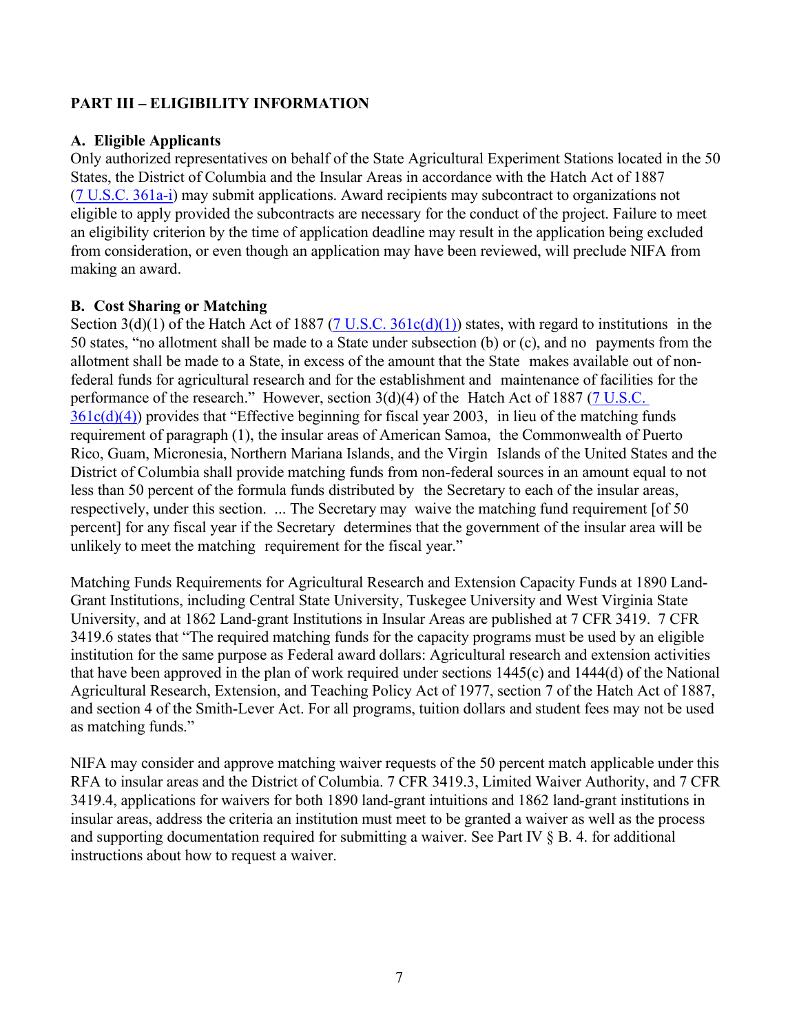## PART III – ELIGIBILITY INFORMATION

### A. Eligible Applicants

Only authorized representatives on behalf of the State Agricultural Experiment Stations located in the 50 States, the District of Columbia and the Insular Areas in accordance with the Hatch Act of 1887 (7 U.S.C. 361a-i) may submit applications. Award recipients may subcontract to organizations not eligible to apply provided the subcontracts are necessary for the conduct of the project. Failure to meet an eligibility criterion by the time of application deadline may result in the application being excluded from consideration, or even though an application may have been reviewed, will preclude NIFA from making an award.

### B. Cost Sharing or Matching

Section 3(d)(1) of the Hatch Act of 1887 (7 U.S.C. 361c(d)(1)) states, with regard to institutions in the 50 states, "no allotment shall be made to a State under subsection (b) or (c), and no payments from the allotment shall be made to a State, in excess of the amount that the State makes available out of non-federal funds for agricultural research and for the establishment and maintenance of facilities for the performance of the research." However, section 3(d)(4) of the Hatch Act of 1887 (7 U.S.C. 361c(d)(4)) provides that "Effective beginning for fiscal year 2003, in lieu of the matching funds requirement of paragraph (1), the insular areas of American Samoa, the Commonwealth of Puerto Rico, Guam, Micronesia, Northern Mariana Islands, and the Virgin Islands of the United States and the District of Columbia shall provide matching funds from non-federal sources in an amount equal to not less than 50 percent of the formula funds distributed by the Secretary to each of the insular areas, respectively, under this section. ... The Secretary may waive the matching fund requirement [of 50 percent] for any fiscal year if the Secretary determines that the government of the insular area will be unlikely to meet the matching requirement for the fiscal year."

Matching Funds Requirements for Agricultural Research and Extension Capacity Funds at 1890 Land-Grant Institutions, including Central State University, Tuskegee University and West Virginia State University, and at 1862 Land-grant Institutions in Insular Areas are published at 7 CFR 3419. 7 CFR 3419.6 states that "The required matching funds for the capacity programs must be used by an eligible institution for the same purpose as Federal award dollars: Agricultural research and extension activities that have been approved in the plan of work required under sections 1445(c) and 1444(d) of the National Agricultural Research, Extension, and Teaching Policy Act of 1977, section 7 of the Hatch Act of 1887, and section 4 of the Smith-Lever Act. For all programs, tuition dollars and student fees may not be used as matching funds."

NIFA may consider and approve matching waiver requests of the 50 percent match applicable under this RFA to insular areas and the District of Columbia. 7 CFR 3419.3, Limited Waiver Authority, and 7 CFR 3419.4, applications for waivers for both 1890 land-grant intuitions and 1862 land-grant institutions in insular areas, address the criteria an institution must meet to be granted a waiver as well as the process and supporting documentation required for submitting a waiver. See Part IV § B. 4. for additional instructions about how to request a waiver.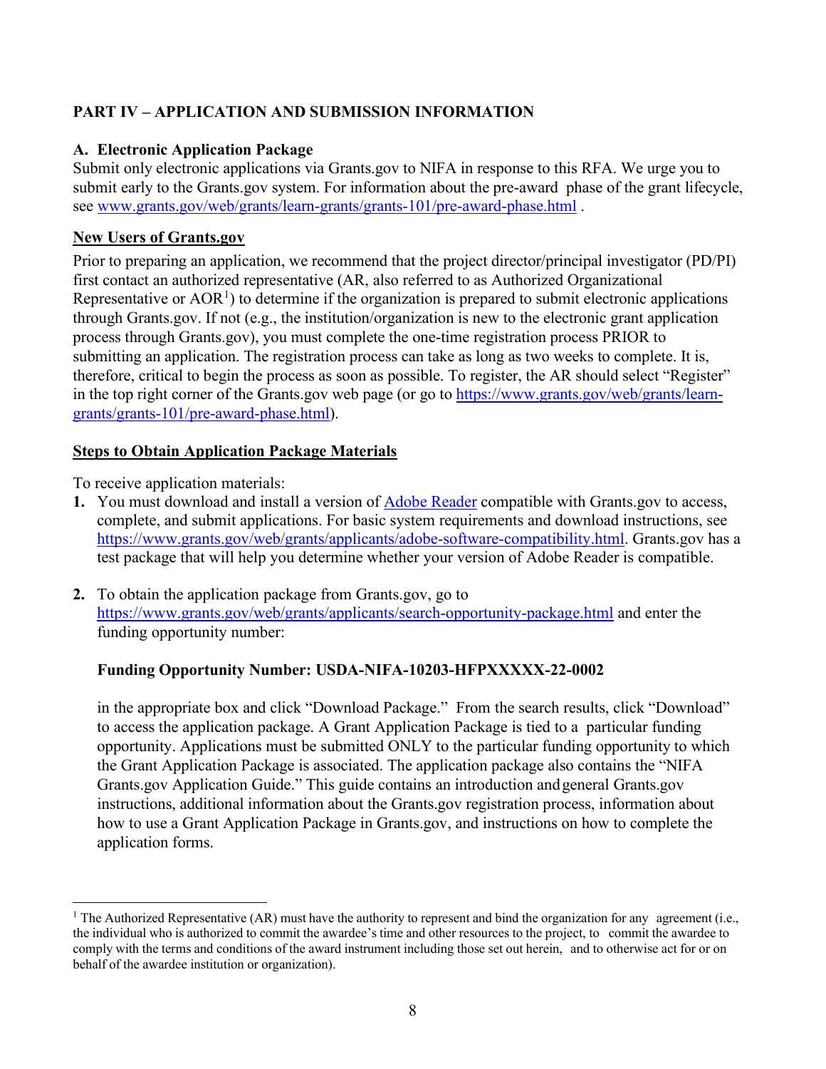## PART IV – APPLICATION AND SUBMISSION INFORMATION

### A. Electronic Application Package

Submit only electronic applications via Grants.gov to NIFA in response to this RFA. We urge you to submit early to the Grants.gov system. For information about the pre-award phase of the grant lifecycle, see www.grants.gov/web/grants/learn-grants/grants-101/pre-award-phase.html .

**New Users of Grants.gov**

Prior to preparing an application, we recommend that the project director/principal investigator (PD/PI) first contact an authorized representative (AR, also referred to as Authorized Organizational Representative or AOR[1]) to determine if the organization is prepared to submit electronic applications through Grants.gov. If not (e.g., the institution/organization is new to the electronic grant application process through Grants.gov), you must complete the one-time registration process PRIOR to submitting an application. The registration process can take as long as two weeks to complete. It is, therefore, critical to begin the process as soon as possible. To register, the AR should select "Register" in the top right corner of the Grants.gov web page (or go to https://www.grants.gov/web/grants/learn-grants/grants-101/pre-award-phase.html).

**Steps to Obtain Application Package Materials**

To receive application materials:

1. You must download and install a version of Adobe Reader compatible with Grants.gov to access, complete, and submit applications. For basic system requirements and download instructions, see https://www.grants.gov/web/grants/applicants/adobe-software-compatibility.html. Grants.gov has a test package that will help you determine whether your version of Adobe Reader is compatible.

2. To obtain the application package from Grants.gov, go to https://www.grants.gov/web/grants/applicants/search-opportunity-package.html and enter the funding opportunity number:

   **Funding Opportunity Number: USDA-NIFA-10203-HFPXXXXX-22-0002**

   in the appropriate box and click "Download Package." From the search results, click "Download" to access the application package. A Grant Application Package is tied to a particular funding opportunity. Applications must be submitted ONLY to the particular funding opportunity to which the Grant Application Package is associated. The application package also contains the "NIFA Grants.gov Application Guide." This guide contains an introduction and general Grants.gov instructions, additional information about the Grants.gov registration process, information about how to use a Grant Application Package in Grants.gov, and instructions on how to complete the application forms.

---

[1] The Authorized Representative (AR) must have the authority to represent and bind the organization for any agreement (i.e., the individual who is authorized to commit the awardee's time and other resources to the project, to commit the awardee to comply with the terms and conditions of the award instrument including those set out herein, and to otherwise act for or on behalf of the awardee institution or organization).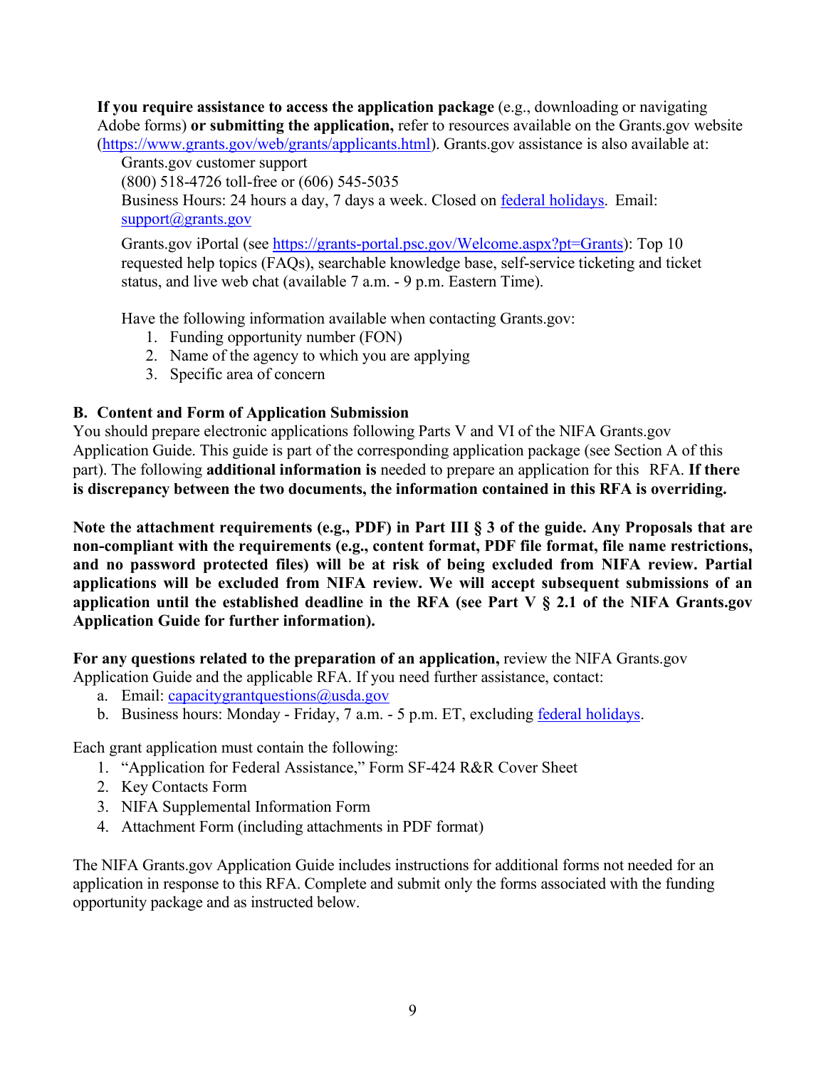**If you require assistance to access the application package** (e.g., downloading or navigating Adobe forms) **or submitting the application,** refer to resources available on the Grants.gov website (https://www.grants.gov/web/grants/applicants.html). Grants.gov assistance is also available at:

Grants.gov customer support
(800) 518-4726 toll-free or (606) 545-5035
Business Hours: 24 hours a day, 7 days a week. Closed on federal holidays. Email: support@grants.gov

Grants.gov iPortal (see https://grants-portal.psc.gov/Welcome.aspx?pt=Grants): Top 10 requested help topics (FAQs), searchable knowledge base, self-service ticketing and ticket status, and live web chat (available 7 a.m. - 9 p.m. Eastern Time).

Have the following information available when contacting Grants.gov:

1. Funding opportunity number (FON)
2. Name of the agency to which you are applying
3. Specific area of concern

### B. Content and Form of Application Submission

You should prepare electronic applications following Parts V and VI of the NIFA Grants.gov Application Guide. This guide is part of the corresponding application package (see Section A of this part). The following **additional information is** needed to prepare an application for this RFA. **If there is discrepancy between the two documents, the information contained in this RFA is overriding.**

**Note the attachment requirements (e.g., PDF) in Part III § 3 of the guide. Any Proposals that are non-compliant with the requirements (e.g., content format, PDF file format, file name restrictions, and no password protected files) will be at risk of being excluded from NIFA review. Partial applications will be excluded from NIFA review. We will accept subsequent submissions of an application until the established deadline in the RFA (see Part V § 2.1 of the NIFA Grants.gov Application Guide for further information).**

**For any questions related to the preparation of an application,** review the NIFA Grants.gov Application Guide and the applicable RFA. If you need further assistance, contact:

a. Email: capacitygrantquestions@usda.gov
b. Business hours: Monday - Friday, 7 a.m. - 5 p.m. ET, excluding federal holidays.

Each grant application must contain the following:

1. "Application for Federal Assistance," Form SF-424 R&R Cover Sheet
2. Key Contacts Form
3. NIFA Supplemental Information Form
4. Attachment Form (including attachments in PDF format)

The NIFA Grants.gov Application Guide includes instructions for additional forms not needed for an application in response to this RFA. Complete and submit only the forms associated with the funding opportunity package and as instructed below.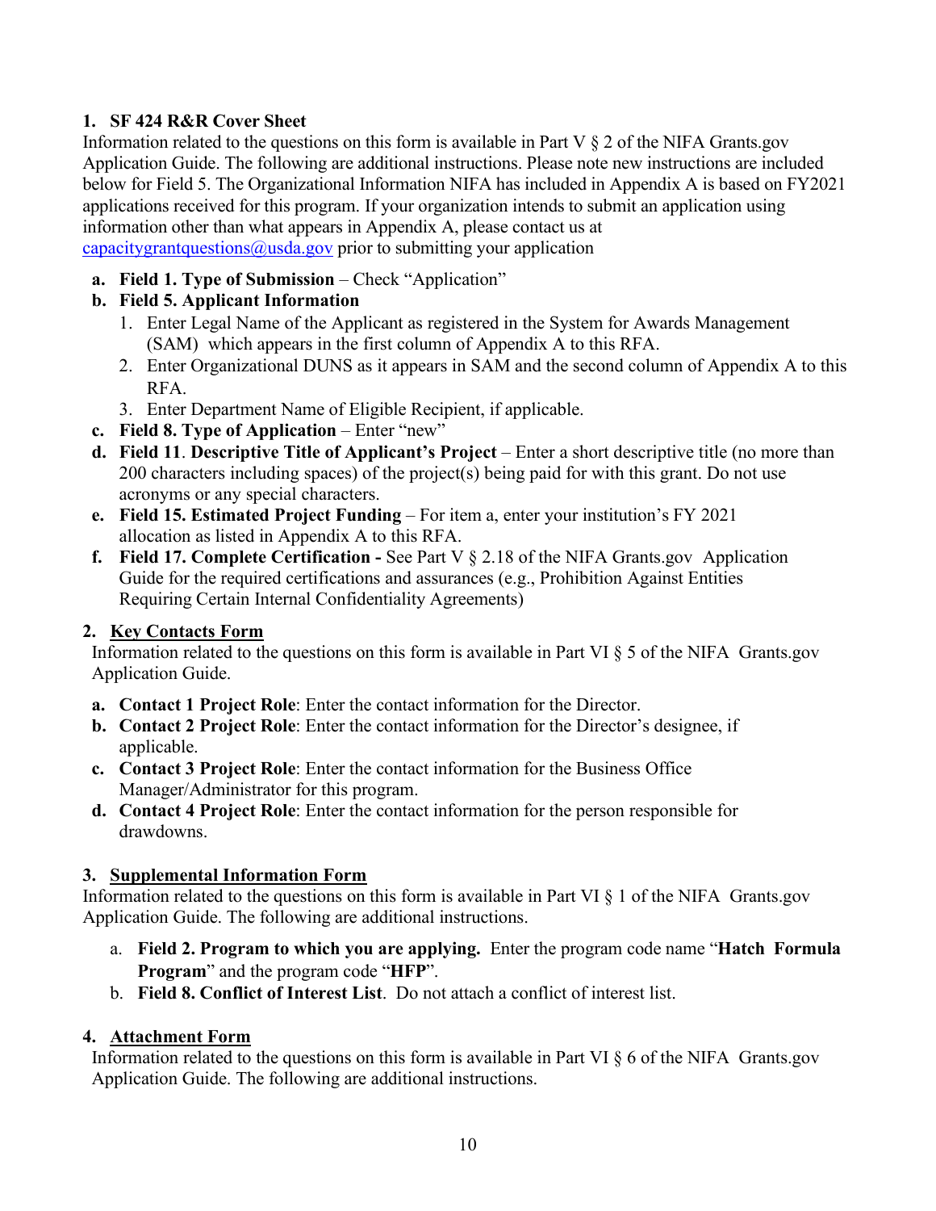**1. SF 424 R&R Cover Sheet**

Information related to the questions on this form is available in Part V § 2 of the NIFA Grants.gov Application Guide. The following are additional instructions. Please note new instructions are included below for Field 5. The Organizational Information NIFA has included in Appendix A is based on FY2021 applications received for this program. If your organization intends to submit an application using information other than what appears in Appendix A, please contact us at capacitygrantquestions@usda.gov prior to submitting your application

a. **Field 1. Type of Submission** – Check "Application"

b. **Field 5. Applicant Information**
   1. Enter Legal Name of the Applicant as registered in the System for Awards Management (SAM) which appears in the first column of Appendix A to this RFA.
   2. Enter Organizational DUNS as it appears in SAM and the second column of Appendix A to this RFA.
   3. Enter Department Name of Eligible Recipient, if applicable.

c. **Field 8. Type of Application** – Enter "new"

d. **Field 11**. **Descriptive Title of Applicant's Project** – Enter a short descriptive title (no more than 200 characters including spaces) of the project(s) being paid for with this grant. Do not use acronyms or any special characters.

e. **Field 15. Estimated Project Funding** – For item a, enter your institution's FY 2021 allocation as listed in Appendix A to this RFA.

f. **Field 17. Complete Certification -** See Part V § 2.18 of the NIFA Grants.gov Application Guide for the required certifications and assurances (e.g., Prohibition Against Entities Requiring Certain Internal Confidentiality Agreements)

**2. Key Contacts Form**

Information related to the questions on this form is available in Part VI § 5 of the NIFA Grants.gov Application Guide.

a. **Contact 1 Project Role**: Enter the contact information for the Director.

b. **Contact 2 Project Role**: Enter the contact information for the Director's designee, if applicable.

c. **Contact 3 Project Role**: Enter the contact information for the Business Office Manager/Administrator for this program.

d. **Contact 4 Project Role**: Enter the contact information for the person responsible for drawdowns.

**3. Supplemental Information Form**

Information related to the questions on this form is available in Part VI § 1 of the NIFA Grants.gov Application Guide. The following are additional instructions.

a. **Field 2. Program to which you are applying.** Enter the program code name "**Hatch Formula Program**" and the program code "**HFP**".

b. **Field 8. Conflict of Interest List**. Do not attach a conflict of interest list.

**4. Attachment Form**

Information related to the questions on this form is available in Part VI § 6 of the NIFA Grants.gov Application Guide. The following are additional instructions.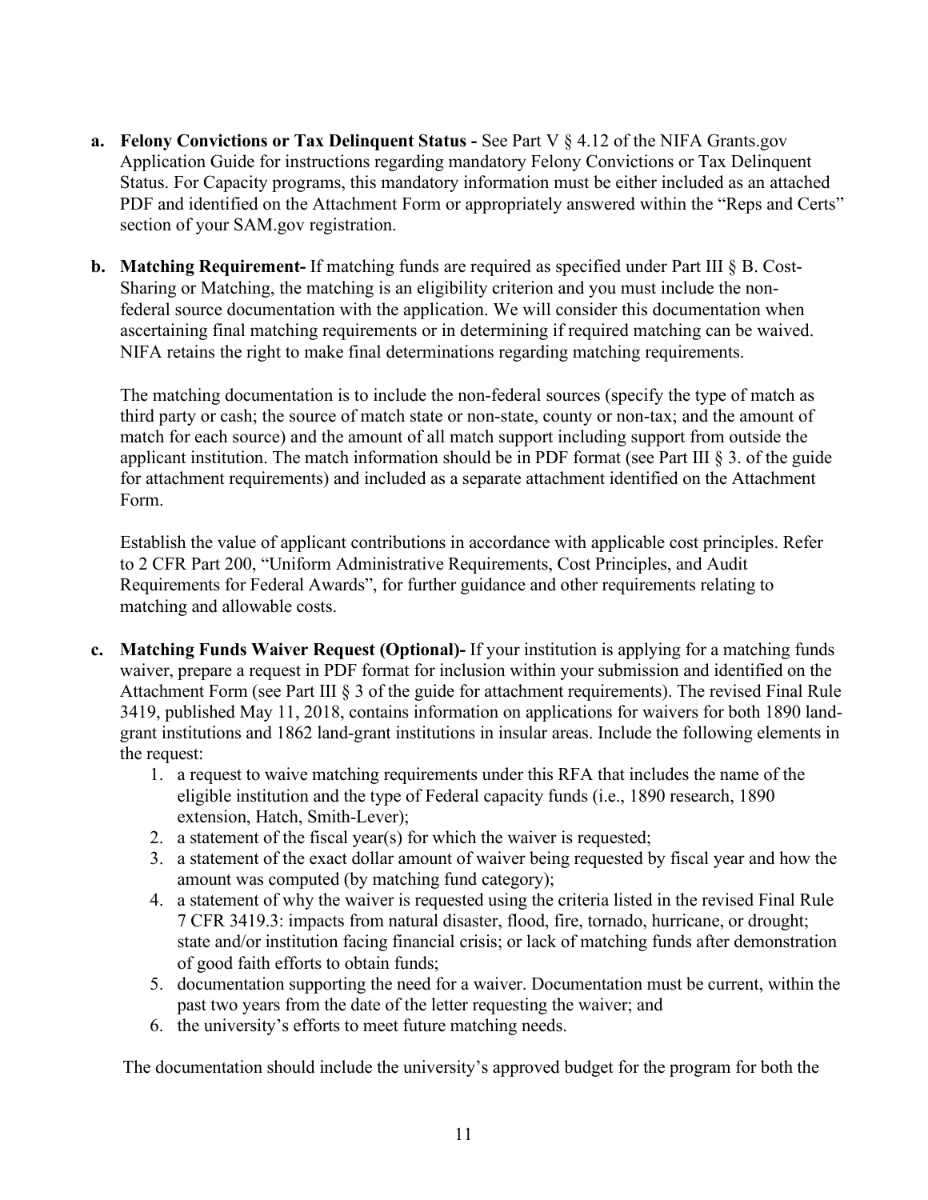a. **Felony Convictions or Tax Delinquent Status -** See Part V § 4.12 of the NIFA Grants.gov Application Guide for instructions regarding mandatory Felony Convictions or Tax Delinquent Status. For Capacity programs, this mandatory information must be either included as an attached PDF and identified on the Attachment Form or appropriately answered within the "Reps and Certs" section of your SAM.gov registration.

b. **Matching Requirement-** If matching funds are required as specified under Part III § B. Cost-Sharing or Matching, the matching is an eligibility criterion and you must include the non-federal source documentation with the application. We will consider this documentation when ascertaining final matching requirements or in determining if required matching can be waived. NIFA retains the right to make final determinations regarding matching requirements.

   The matching documentation is to include the non-federal sources (specify the type of match as third party or cash; the source of match state or non-state, county or non-tax; and the amount of match for each source) and the amount of all match support including support from outside the applicant institution. The match information should be in PDF format (see Part III § 3. of the guide for attachment requirements) and included as a separate attachment identified on the Attachment Form.

   Establish the value of applicant contributions in accordance with applicable cost principles. Refer to 2 CFR Part 200, "Uniform Administrative Requirements, Cost Principles, and Audit Requirements for Federal Awards", for further guidance and other requirements relating to matching and allowable costs.

c. **Matching Funds Waiver Request (Optional)-** If your institution is applying for a matching funds waiver, prepare a request in PDF format for inclusion within your submission and identified on the Attachment Form (see Part III § 3 of the guide for attachment requirements). The revised Final Rule 3419, published May 11, 2018, contains information on applications for waivers for both 1890 land-grant institutions and 1862 land-grant institutions in insular areas. Include the following elements in the request:
   1. a request to waive matching requirements under this RFA that includes the name of the eligible institution and the type of Federal capacity funds (i.e., 1890 research, 1890 extension, Hatch, Smith-Lever);
   2. a statement of the fiscal year(s) for which the waiver is requested;
   3. a statement of the exact dollar amount of waiver being requested by fiscal year and how the amount was computed (by matching fund category);
   4. a statement of why the waiver is requested using the criteria listed in the revised Final Rule 7 CFR 3419.3: impacts from natural disaster, flood, fire, tornado, hurricane, or drought; state and/or institution facing financial crisis; or lack of matching funds after demonstration of good faith efforts to obtain funds;
   5. documentation supporting the need for a waiver. Documentation must be current, within the past two years from the date of the letter requesting the waiver; and
   6. the university's efforts to meet future matching needs.

   The documentation should include the university's approved budget for the program for both the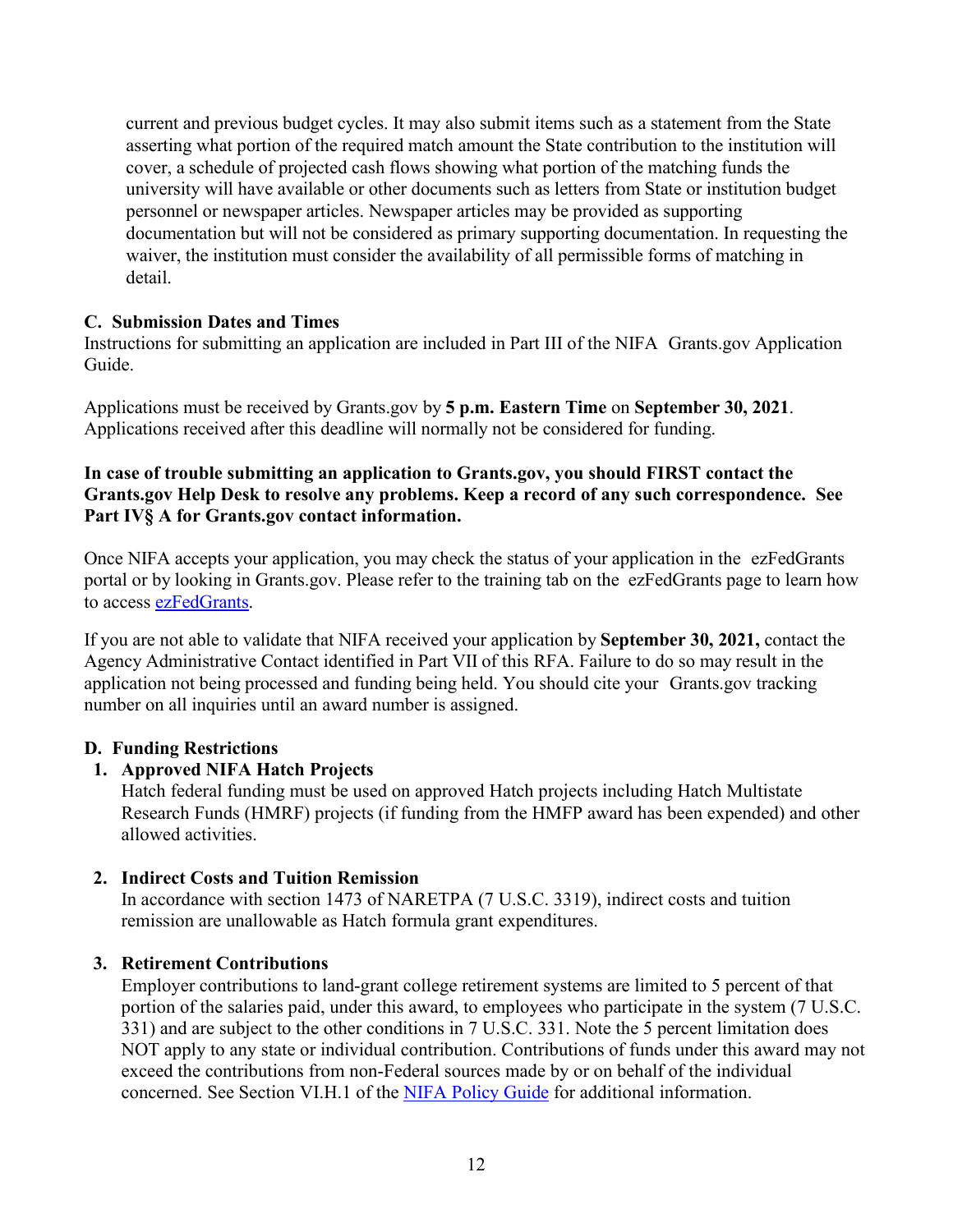current and previous budget cycles. It may also submit items such as a statement from the State asserting what portion of the required match amount the State contribution to the institution will cover, a schedule of projected cash flows showing what portion of the matching funds the university will have available or other documents such as letters from State or institution budget personnel or newspaper articles. Newspaper articles may be provided as supporting documentation but will not be considered as primary supporting documentation. In requesting the waiver, the institution must consider the availability of all permissible forms of matching in detail.

### C. Submission Dates and Times

Instructions for submitting an application are included in Part III of the NIFA Grants.gov Application Guide.

Applications must be received by Grants.gov by **5 p.m. Eastern Time** on **September 30, 2021**. Applications received after this deadline will normally not be considered for funding.

**In case of trouble submitting an application to Grants.gov, you should FIRST contact the Grants.gov Help Desk to resolve any problems. Keep a record of any such correspondence. See Part IV§ A for Grants.gov contact information.**

Once NIFA accepts your application, you may check the status of your application in the ezFedGrants portal or by looking in Grants.gov. Please refer to the training tab on the ezFedGrants page to learn how to access ezFedGrants.

If you are not able to validate that NIFA received your application by **September 30, 2021,** contact the Agency Administrative Contact identified in Part VII of this RFA. Failure to do so may result in the application not being processed and funding being held. You should cite your Grants.gov tracking number on all inquiries until an award number is assigned.

### D. Funding Restrictions

1. **Approved NIFA Hatch Projects**
   Hatch federal funding must be used on approved Hatch projects including Hatch Multistate Research Funds (HMRF) projects (if funding from the HMFP award has been expended) and other allowed activities.

2. **Indirect Costs and Tuition Remission**
   In accordance with section 1473 of NARETPA (7 U.S.C. 3319), indirect costs and tuition remission are unallowable as Hatch formula grant expenditures.

3. **Retirement Contributions**
   Employer contributions to land-grant college retirement systems are limited to 5 percent of that portion of the salaries paid, under this award, to employees who participate in the system (7 U.S.C. 331) and are subject to the other conditions in 7 U.S.C. 331. Note the 5 percent limitation does NOT apply to any state or individual contribution. Contributions of funds under this award may not exceed the contributions from non-Federal sources made by or on behalf of the individual concerned. See Section VI.H.1 of the NIFA Policy Guide for additional information.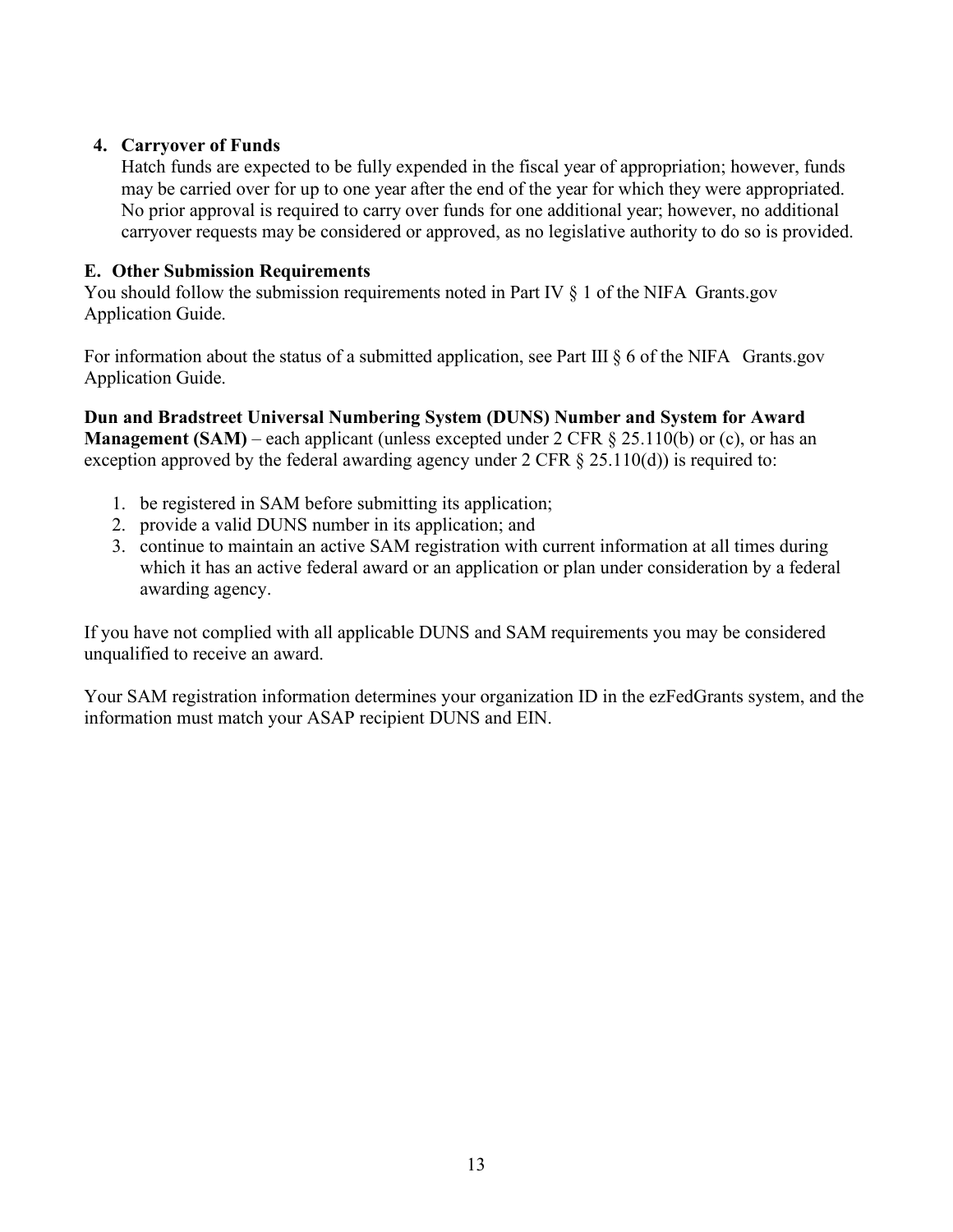### 4. Carryover of Funds

Hatch funds are expected to be fully expended in the fiscal year of appropriation; however, funds may be carried over for up to one year after the end of the year for which they were appropriated. No prior approval is required to carry over funds for one additional year; however, no additional carryover requests may be considered or approved, as no legislative authority to do so is provided.

## E. Other Submission Requirements

You should follow the submission requirements noted in Part IV § 1 of the NIFA Grants.gov Application Guide.

For information about the status of a submitted application, see Part III § 6 of the NIFA Grants.gov Application Guide.

**Dun and Bradstreet Universal Numbering System (DUNS) Number and System for Award Management (SAM)** – each applicant (unless excepted under 2 CFR § 25.110(b) or (c), or has an exception approved by the federal awarding agency under 2 CFR § 25.110(d)) is required to:

1. be registered in SAM before submitting its application;
2. provide a valid DUNS number in its application; and
3. continue to maintain an active SAM registration with current information at all times during which it has an active federal award or an application or plan under consideration by a federal awarding agency.

If you have not complied with all applicable DUNS and SAM requirements you may be considered unqualified to receive an award.

Your SAM registration information determines your organization ID in the ezFedGrants system, and the information must match your ASAP recipient DUNS and EIN.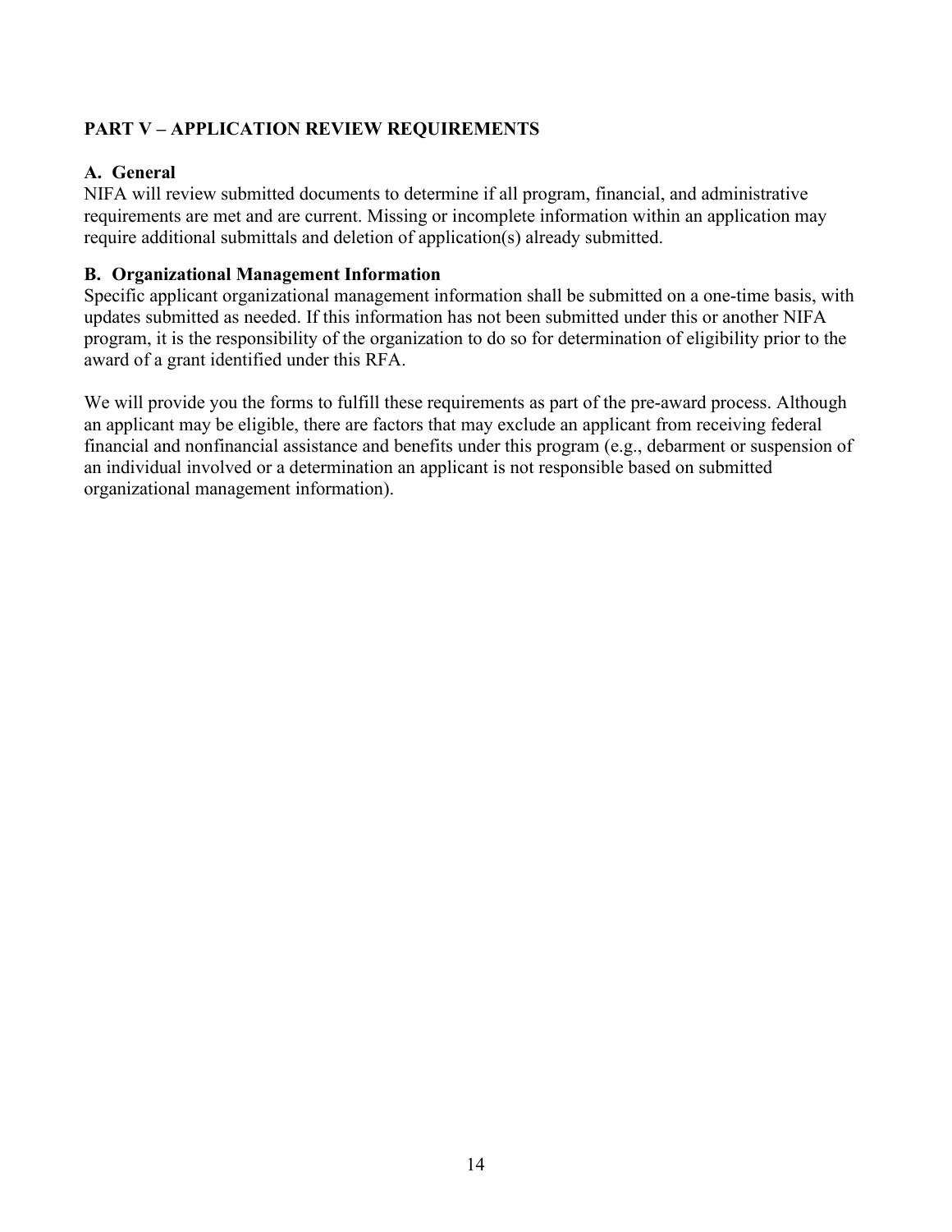## PART V – APPLICATION REVIEW REQUIREMENTS

### A. General

NIFA will review submitted documents to determine if all program, financial, and administrative requirements are met and are current. Missing or incomplete information within an application may require additional submittals and deletion of application(s) already submitted.

### B. Organizational Management Information

Specific applicant organizational management information shall be submitted on a one-time basis, with updates submitted as needed. If this information has not been submitted under this or another NIFA program, it is the responsibility of the organization to do so for determination of eligibility prior to the award of a grant identified under this RFA.

We will provide you the forms to fulfill these requirements as part of the pre-award process. Although an applicant may be eligible, there are factors that may exclude an applicant from receiving federal financial and nonfinancial assistance and benefits under this program (e.g., debarment or suspension of an individual involved or a determination an applicant is not responsible based on submitted organizational management information).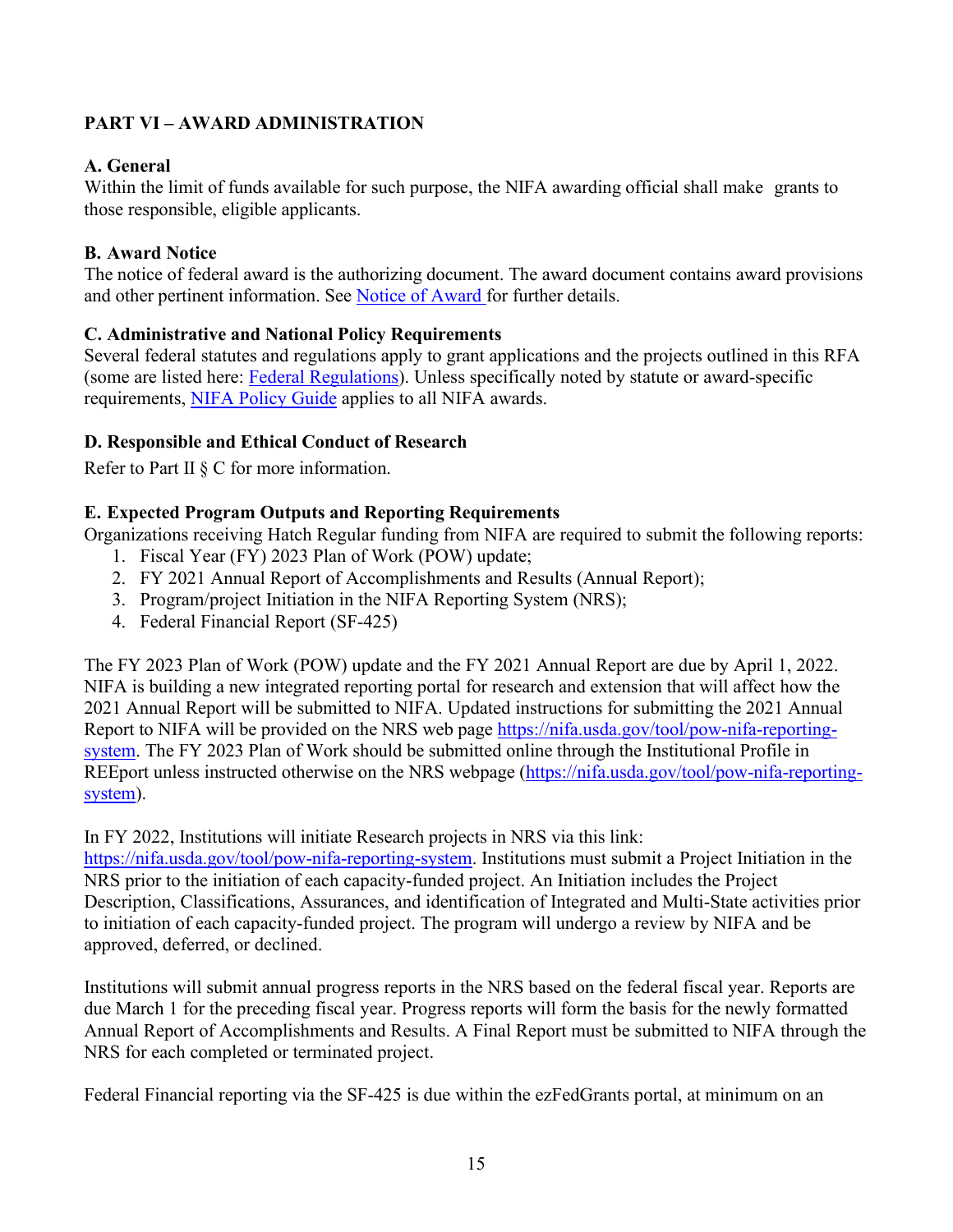## PART VI – AWARD ADMINISTRATION

### A. General

Within the limit of funds available for such purpose, the NIFA awarding official shall make grants to those responsible, eligible applicants.

### B. Award Notice

The notice of federal award is the authorizing document. The award document contains award provisions and other pertinent information. See [Notice of Award](#) for further details.

### C. Administrative and National Policy Requirements

Several federal statutes and regulations apply to grant applications and the projects outlined in this RFA (some are listed here: [Federal Regulations](#)). Unless specifically noted by statute or award-specific requirements, [NIFA Policy Guide](#) applies to all NIFA awards.

### D. Responsible and Ethical Conduct of Research

Refer to Part II § C for more information.

### E. Expected Program Outputs and Reporting Requirements

Organizations receiving Hatch Regular funding from NIFA are required to submit the following reports:

1. Fiscal Year (FY) 2023 Plan of Work (POW) update;
2. FY 2021 Annual Report of Accomplishments and Results (Annual Report);
3. Program/project Initiation in the NIFA Reporting System (NRS);
4. Federal Financial Report (SF-425)

The FY 2023 Plan of Work (POW) update and the FY 2021 Annual Report are due by April 1, 2022. NIFA is building a new integrated reporting portal for research and extension that will affect how the 2021 Annual Report will be submitted to NIFA. Updated instructions for submitting the 2021 Annual Report to NIFA will be provided on the NRS web page https://nifa.usda.gov/tool/pow-nifa-reporting-system. The FY 2023 Plan of Work should be submitted online through the Institutional Profile in REEport unless instructed otherwise on the NRS webpage (https://nifa.usda.gov/tool/pow-nifa-reporting-system).

In FY 2022, Institutions will initiate Research projects in NRS via this link: https://nifa.usda.gov/tool/pow-nifa-reporting-system. Institutions must submit a Project Initiation in the NRS prior to the initiation of each capacity-funded project. An Initiation includes the Project Description, Classifications, Assurances, and identification of Integrated and Multi-State activities prior to initiation of each capacity-funded project. The program will undergo a review by NIFA and be approved, deferred, or declined.

Institutions will submit annual progress reports in the NRS based on the federal fiscal year. Reports are due March 1 for the preceding fiscal year. Progress reports will form the basis for the newly formatted Annual Report of Accomplishments and Results. A Final Report must be submitted to NIFA through the NRS for each completed or terminated project.

Federal Financial reporting via the SF-425 is due within the ezFedGrants portal, at minimum on an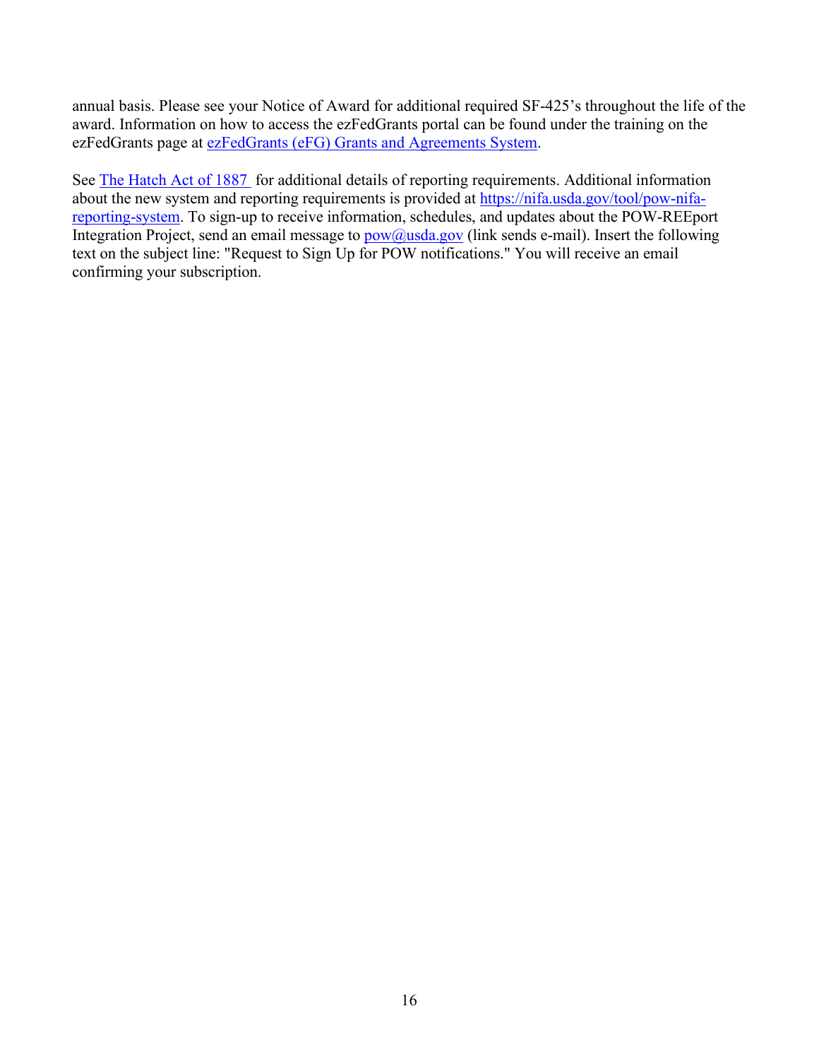annual basis. Please see your Notice of Award for additional required SF-425's throughout the life of the award. Information on how to access the ezFedGrants portal can be found under the training on the ezFedGrants page at [ezFedGrants (eFG) Grants and Agreements System](#).

See [The Hatch Act of 1887](#) for additional details of reporting requirements. Additional information about the new system and reporting requirements is provided at [https://nifa.usda.gov/tool/pow-nifa-reporting-system](https://nifa.usda.gov/tool/pow-nifa-reporting-system). To sign-up to receive information, schedules, and updates about the POW-REEport Integration Project, send an email message to [pow@usda.gov](mailto:pow@usda.gov) (link sends e-mail). Insert the following text on the subject line: "Request to Sign Up for POW notifications." You will receive an email confirming your subscription.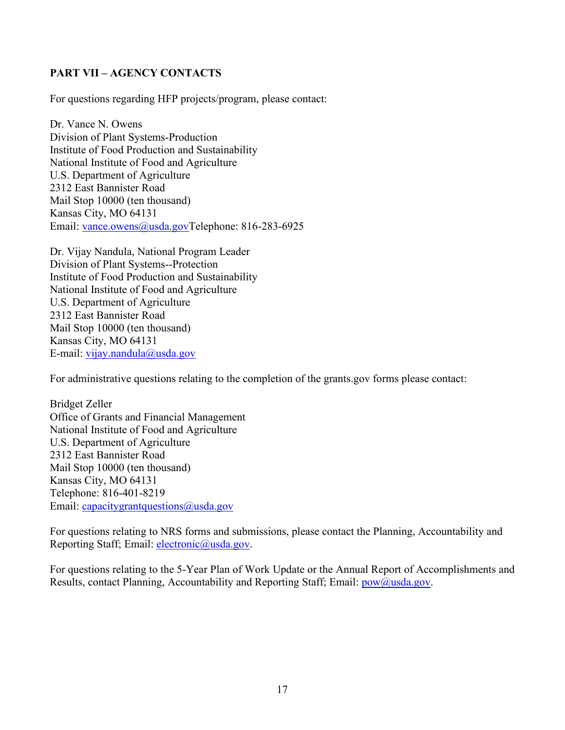**PART VII – AGENCY CONTACTS**

For questions regarding HFP projects/program, please contact:

Dr. Vance N. Owens
Division of Plant Systems-Production
Institute of Food Production and Sustainability
National Institute of Food and Agriculture
U.S. Department of Agriculture
2312 East Bannister Road
Mail Stop 10000 (ten thousand)
Kansas City, MO 64131
Email: vance.owens@usda.govTelephone: 816-283-6925

Dr. Vijay Nandula, National Program Leader
Division of Plant Systems--Protection
Institute of Food Production and Sustainability
National Institute of Food and Agriculture
U.S. Department of Agriculture
2312 East Bannister Road
Mail Stop 10000 (ten thousand)
Kansas City, MO 64131
E-mail: vijay.nandula@usda.gov

For administrative questions relating to the completion of the grants.gov forms please contact:

Bridget Zeller
Office of Grants and Financial Management
National Institute of Food and Agriculture
U.S. Department of Agriculture
2312 East Bannister Road
Mail Stop 10000 (ten thousand)
Kansas City, MO 64131
Telephone: 816-401-8219
Email: capacitygrantquestions@usda.gov

For questions relating to NRS forms and submissions, please contact the Planning, Accountability and Reporting Staff; Email: electronic@usda.gov.

For questions relating to the 5-Year Plan of Work Update or the Annual Report of Accomplishments and Results, contact Planning, Accountability and Reporting Staff; Email: pow@usda.gov.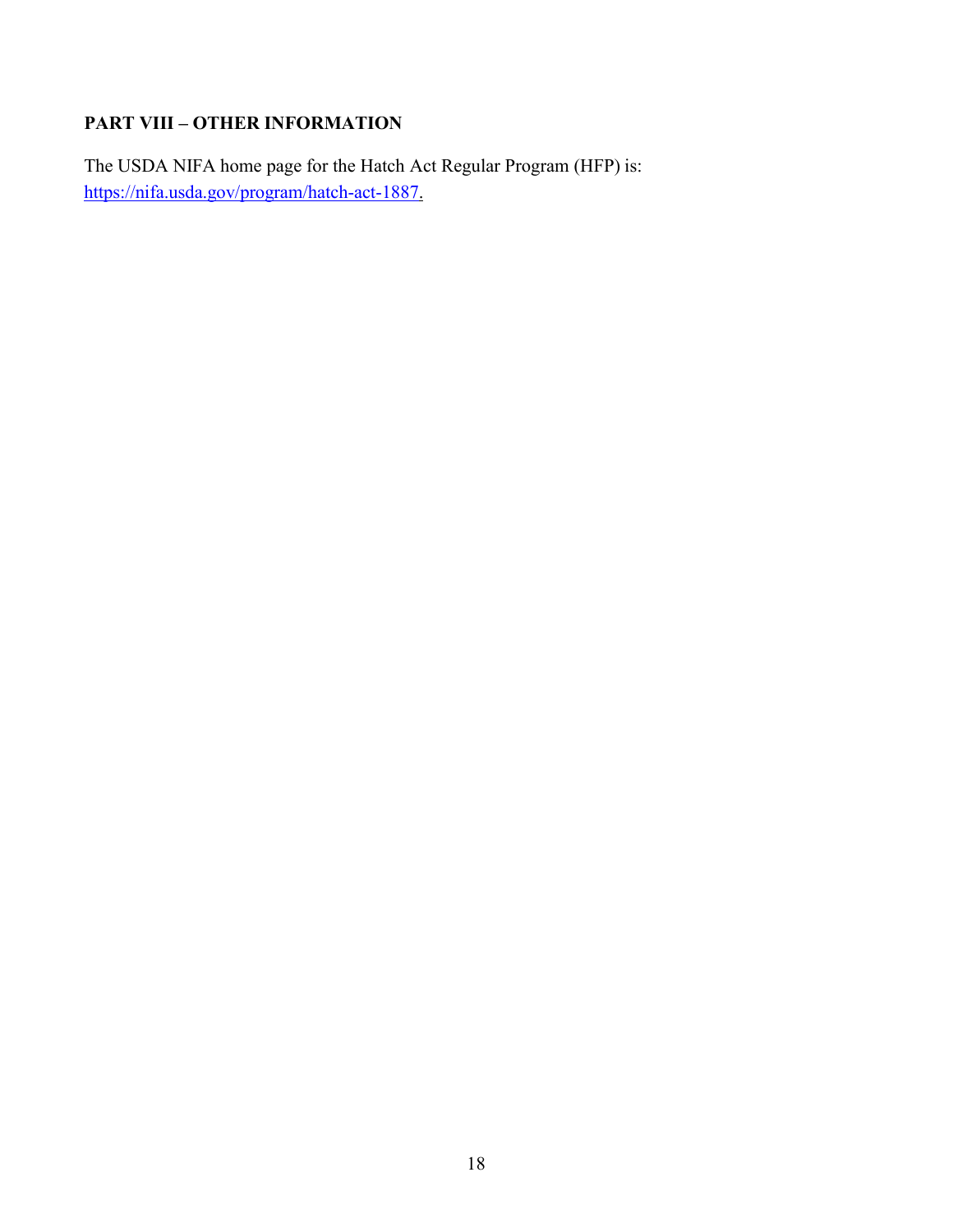## PART VIII – OTHER INFORMATION

The USDA NIFA home page for the Hatch Act Regular Program (HFP) is: [https://nifa.usda.gov/program/hatch-act-1887](https://nifa.usda.gov/program/hatch-act-1887).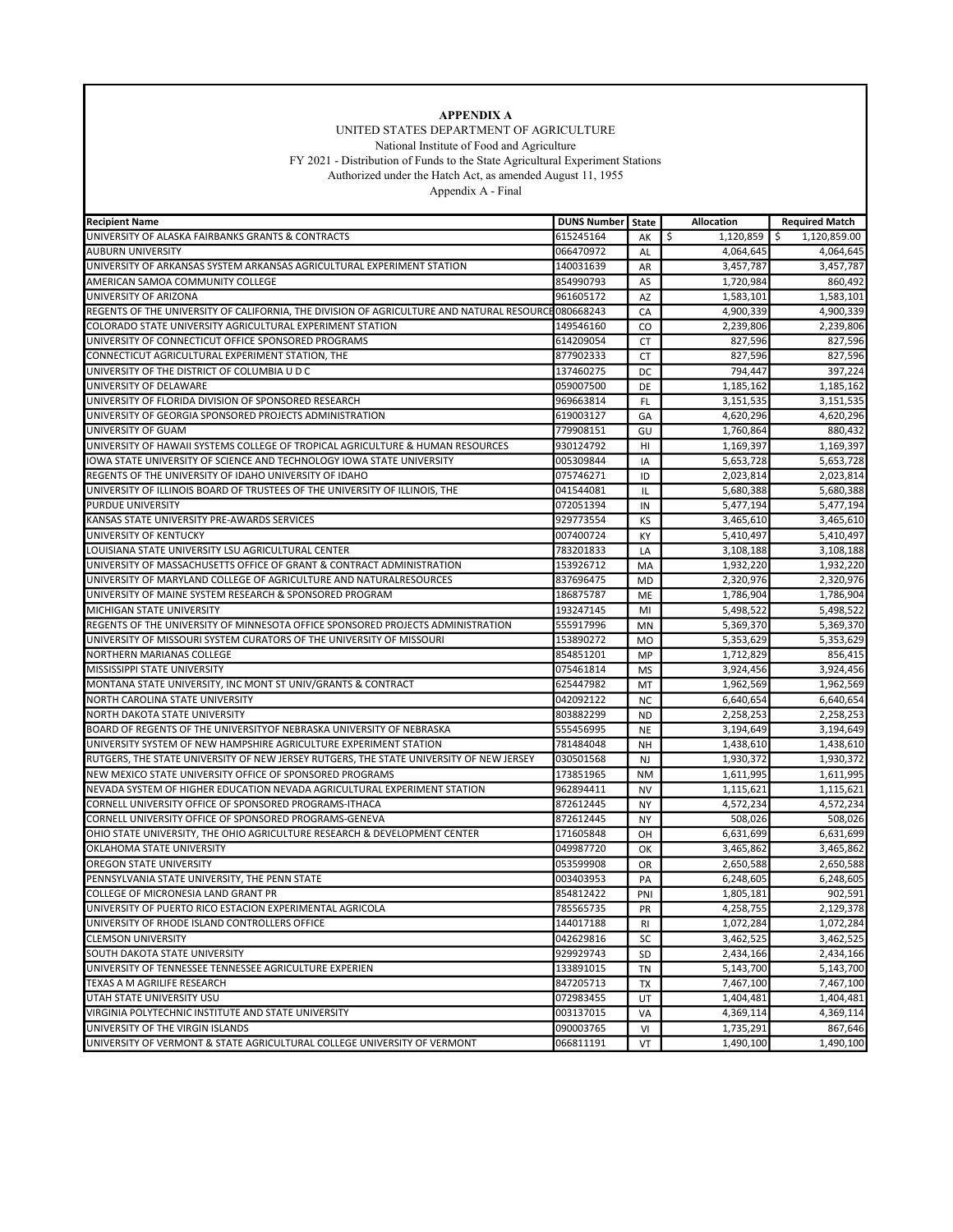**APPENDIX A**

UNITED STATES DEPARTMENT OF AGRICULTURE

National Institute of Food and Agriculture

FY 2021 - Distribution of Funds to the State Agricultural Experiment Stations

Authorized under the Hatch Act, as amended August 11, 1955

Appendix A - Final

| Recipient Name | DUNS Number | State | Allocation | Required Match |
|---|---|---|---|---|
| UNIVERSITY OF ALASKA FAIRBANKS GRANTS & CONTRACTS | 615245164 | AK | $ 1,120,859 | $ 1,120,859.00 |
| AUBURN UNIVERSITY | 066470972 | AL | 4,064,645 | 4,064,645 |
| UNIVERSITY OF ARKANSAS SYSTEM ARKANSAS AGRICULTURAL EXPERIMENT STATION | 140031639 | AR | 3,457,787 | 3,457,787 |
| AMERICAN SAMOA COMMUNITY COLLEGE | 854990793 | AS | 1,720,984 | 860,492 |
| UNIVERSITY OF ARIZONA | 961605172 | AZ | 1,583,101 | 1,583,101 |
| REGENTS OF THE UNIVERSITY OF CALIFORNIA, THE DIVISION OF AGRICULTURE AND NATURAL RESOURCE | 080668243 | CA | 4,900,339 | 4,900,339 |
| COLORADO STATE UNIVERSITY AGRICULTURAL EXPERIMENT STATION | 149546160 | CO | 2,239,806 | 2,239,806 |
| UNIVERSITY OF CONNECTICUT OFFICE SPONSORED PROGRAMS | 614209054 | CT | 827,596 | 827,596 |
| CONNECTICUT AGRICULTURAL EXPERIMENT STATION, THE | 877902333 | CT | 827,596 | 827,596 |
| UNIVERSITY OF THE DISTRICT OF COLUMBIA U D C | 137460275 | DC | 794,447 | 397,224 |
| UNIVERSITY OF DELAWARE | 059007500 | DE | 1,185,162 | 1,185,162 |
| UNIVERSITY OF FLORIDA DIVISION OF SPONSORED RESEARCH | 969663814 | FL | 3,151,535 | 3,151,535 |
| UNIVERSITY OF GEORGIA SPONSORED PROJECTS ADMINISTRATION | 619003127 | GA | 4,620,296 | 4,620,296 |
| UNIVERSITY OF GUAM | 779908151 | GU | 1,760,864 | 880,432 |
| UNIVERSITY OF HAWAII SYSTEMS COLLEGE OF TROPICAL AGRICULTURE & HUMAN RESOURCES | 930124792 | HI | 1,169,397 | 1,169,397 |
| IOWA STATE UNIVERSITY OF SCIENCE AND TECHNOLOGY IOWA STATE UNIVERSITY | 005309844 | IA | 5,653,728 | 5,653,728 |
| REGENTS OF THE UNIVERSITY OF IDAHO UNIVERSITY OF IDAHO | 075746271 | ID | 2,023,814 | 2,023,814 |
| UNIVERSITY OF ILLINOIS BOARD OF TRUSTEES OF THE UNIVERSITY OF ILLINOIS, THE | 041544081 | IL | 5,680,388 | 5,680,388 |
| PURDUE UNIVERSITY | 072051394 | IN | 5,477,194 | 5,477,194 |
| KANSAS STATE UNIVERSITY PRE-AWARDS SERVICES | 929773554 | KS | 3,465,610 | 3,465,610 |
| UNIVERSITY OF KENTUCKY | 007400724 | KY | 5,410,497 | 5,410,497 |
| LOUISIANA STATE UNIVERSITY LSU AGRICULTURAL CENTER | 783201833 | LA | 3,108,188 | 3,108,188 |
| UNIVERSITY OF MASSACHUSETTS OFFICE OF GRANT & CONTRACT ADMINISTRATION | 153926712 | MA | 1,932,220 | 1,932,220 |
| UNIVERSITY OF MARYLAND COLLEGE OF AGRICULTURE AND NATURALRESOURCES | 837696475 | MD | 2,320,976 | 2,320,976 |
| UNIVERSITY OF MAINE SYSTEM RESEARCH & SPONSORED PROGRAM | 186875787 | ME | 1,786,904 | 1,786,904 |
| MICHIGAN STATE UNIVERSITY | 193247145 | MI | 5,498,522 | 5,498,522 |
| REGENTS OF THE UNIVERSITY OF MINNESOTA OFFICE SPONSORED PROJECTS ADMINISTRATION | 555917996 | MN | 5,369,370 | 5,369,370 |
| UNIVERSITY OF MISSOURI SYSTEM CURATORS OF THE UNIVERSITY OF MISSOURI | 153890272 | MO | 5,353,629 | 5,353,629 |
| NORTHERN MARIANAS COLLEGE | 854851201 | MP | 1,712,829 | 856,415 |
| MISSISSIPPI STATE UNIVERSITY | 075461814 | MS | 3,924,456 | 3,924,456 |
| MONTANA STATE UNIVERSITY, INC MONT ST UNIV/GRANTS & CONTRACT | 625447982 | MT | 1,962,569 | 1,962,569 |
| NORTH CAROLINA STATE UNIVERSITY | 042092122 | NC | 6,640,654 | 6,640,654 |
| NORTH DAKOTA STATE UNIVERSITY | 803882299 | ND | 2,258,253 | 2,258,253 |
| BOARD OF REGENTS OF THE UNIVERSITYOF NEBRASKA UNIVERSITY OF NEBRASKA | 555456995 | NE | 3,194,649 | 3,194,649 |
| UNIVERSITY SYSTEM OF NEW HAMPSHIRE AGRICULTURE EXPERIMENT STATION | 781484048 | NH | 1,438,610 | 1,438,610 |
| RUTGERS, THE STATE UNIVERSITY OF NEW JERSEY RUTGERS, THE STATE UNIVERSITY OF NEW JERSEY | 030501568 | NJ | 1,930,372 | 1,930,372 |
| NEW MEXICO STATE UNIVERSITY OFFICE OF SPONSORED PROGRAMS | 173851965 | NM | 1,611,995 | 1,611,995 |
| NEVADA SYSTEM OF HIGHER EDUCATION NEVADA AGRICULTURAL EXPERIMENT STATION | 962894411 | NV | 1,115,621 | 1,115,621 |
| CORNELL UNIVERSITY OFFICE OF SPONSORED PROGRAMS-ITHACA | 872612445 | NY | 4,572,234 | 4,572,234 |
| CORNELL UNIVERSITY OFFICE OF SPONSORED PROGRAMS-GENEVA | 872612445 | NY | 508,026 | 508,026 |
| OHIO STATE UNIVERSITY, THE OHIO AGRICULTURE RESEARCH & DEVELOPMENT CENTER | 171605848 | OH | 6,631,699 | 6,631,699 |
| OKLAHOMA STATE UNIVERSITY | 049987720 | OK | 3,465,862 | 3,465,862 |
| OREGON STATE UNIVERSITY | 053599908 | OR | 2,650,588 | 2,650,588 |
| PENNSYLVANIA STATE UNIVERSITY, THE PENN STATE | 003403953 | PA | 6,248,605 | 6,248,605 |
| COLLEGE OF MICRONESIA LAND GRANT PR | 854812422 | PNI | 1,805,181 | 902,591 |
| UNIVERSITY OF PUERTO RICO ESTACION EXPERIMENTAL AGRICOLA | 785565735 | PR | 4,258,755 | 2,129,378 |
| UNIVERSITY OF RHODE ISLAND CONTROLLERS OFFICE | 144017188 | RI | 1,072,284 | 1,072,284 |
| CLEMSON UNIVERSITY | 042629816 | SC | 3,462,525 | 3,462,525 |
| SOUTH DAKOTA STATE UNIVERSITY | 929929743 | SD | 2,434,166 | 2,434,166 |
| UNIVERSITY OF TENNESSEE TENNESSEE AGRICULTURE EXPERIEN | 133891015 | TN | 5,143,700 | 5,143,700 |
| TEXAS A M AGRILIFE RESEARCH | 847205713 | TX | 7,467,100 | 7,467,100 |
| UTAH STATE UNIVERSITY USU | 072983455 | UT | 1,404,481 | 1,404,481 |
| VIRGINIA POLYTECHNIC INSTITUTE AND STATE UNIVERSITY | 003137015 | VA | 4,369,114 | 4,369,114 |
| UNIVERSITY OF THE VIRGIN ISLANDS | 090003765 | VI | 1,735,291 | 867,646 |
| UNIVERSITY OF VERMONT & STATE AGRICULTURAL COLLEGE UNIVERSITY OF VERMONT | 066811191 | VT | 1,490,100 | 1,490,100 |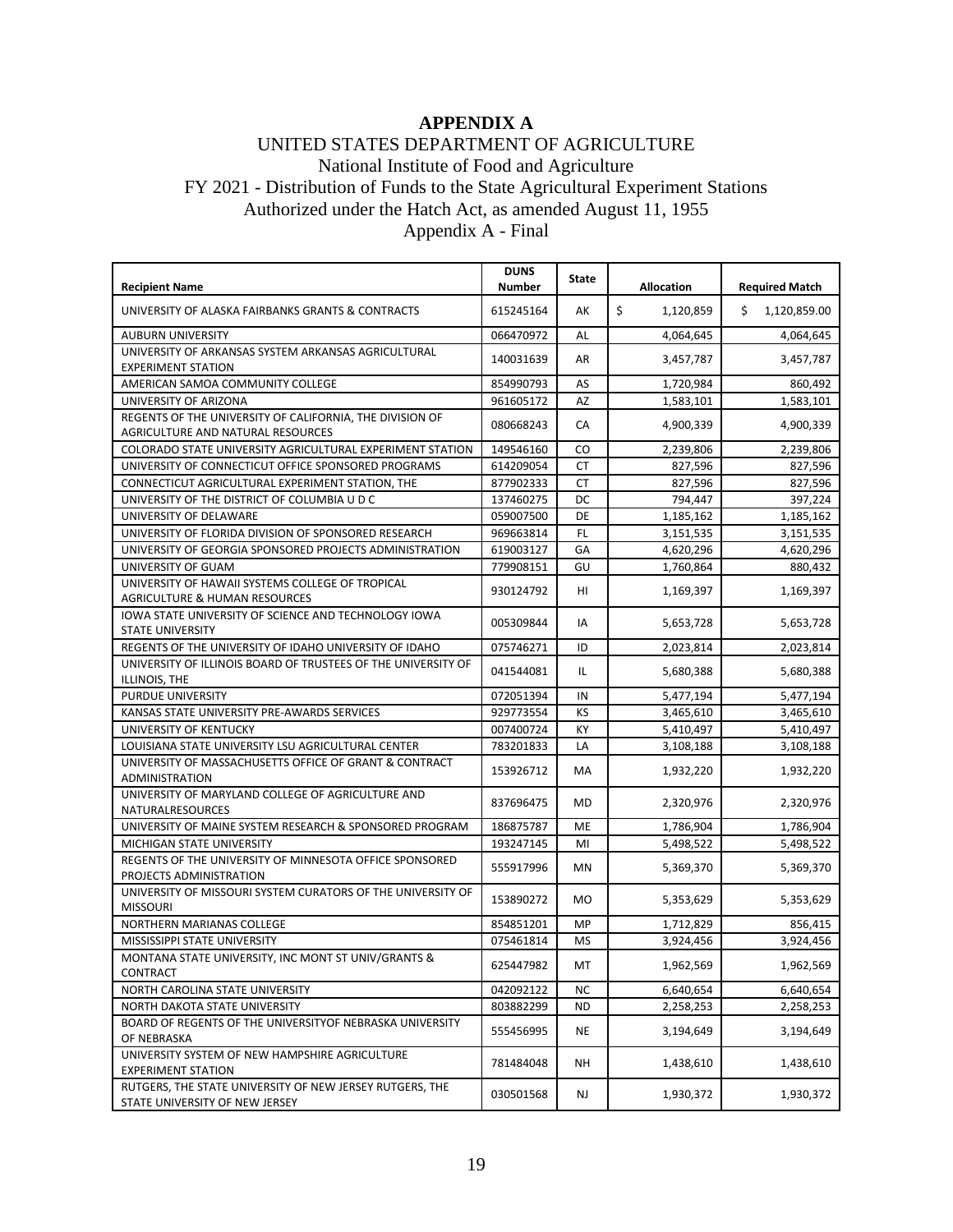# APPENDIX A

## UNITED STATES DEPARTMENT OF AGRICULTURE

National Institute of Food and Agriculture

FY 2021 - Distribution of Funds to the State Agricultural Experiment Stations

Authorized under the Hatch Act, as amended August 11, 1955

Appendix A - Final

| Recipient Name | DUNS Number | State | Allocation | Required Match |
|---|---|---|---|---|
| UNIVERSITY OF ALASKA FAIRBANKS GRANTS & CONTRACTS | 615245164 | AK | $ 1,120,859 | $ 1,120,859.00 |
| AUBURN UNIVERSITY | 066470972 | AL | 4,064,645 | 4,064,645 |
| UNIVERSITY OF ARKANSAS SYSTEM ARKANSAS AGRICULTURAL EXPERIMENT STATION | 140031639 | AR | 3,457,787 | 3,457,787 |
| AMERICAN SAMOA COMMUNITY COLLEGE | 854990793 | AS | 1,720,984 | 860,492 |
| UNIVERSITY OF ARIZONA | 961605172 | AZ | 1,583,101 | 1,583,101 |
| REGENTS OF THE UNIVERSITY OF CALIFORNIA, THE DIVISION OF AGRICULTURE AND NATURAL RESOURCES | 080668243 | CA | 4,900,339 | 4,900,339 |
| COLORADO STATE UNIVERSITY AGRICULTURAL EXPERIMENT STATION | 149546160 | CO | 2,239,806 | 2,239,806 |
| UNIVERSITY OF CONNECTICUT OFFICE SPONSORED PROGRAMS | 614209054 | CT | 827,596 | 827,596 |
| CONNECTICUT AGRICULTURAL EXPERIMENT STATION, THE | 877902333 | CT | 827,596 | 827,596 |
| UNIVERSITY OF THE DISTRICT OF COLUMBIA U D C | 137460275 | DC | 794,447 | 397,224 |
| UNIVERSITY OF DELAWARE | 059007500 | DE | 1,185,162 | 1,185,162 |
| UNIVERSITY OF FLORIDA DIVISION OF SPONSORED RESEARCH | 969663814 | FL | 3,151,535 | 3,151,535 |
| UNIVERSITY OF GEORGIA SPONSORED PROJECTS ADMINISTRATION | 619003127 | GA | 4,620,296 | 4,620,296 |
| UNIVERSITY OF GUAM | 779908151 | GU | 1,760,864 | 880,432 |
| UNIVERSITY OF HAWAII SYSTEMS COLLEGE OF TROPICAL AGRICULTURE & HUMAN RESOURCES | 930124792 | HI | 1,169,397 | 1,169,397 |
| IOWA STATE UNIVERSITY OF SCIENCE AND TECHNOLOGY IOWA STATE UNIVERSITY | 005309844 | IA | 5,653,728 | 5,653,728 |
| REGENTS OF THE UNIVERSITY OF IDAHO UNIVERSITY OF IDAHO | 075746271 | ID | 2,023,814 | 2,023,814 |
| UNIVERSITY OF ILLINOIS BOARD OF TRUSTEES OF THE UNIVERSITY OF ILLINOIS, THE | 041544081 | IL | 5,680,388 | 5,680,388 |
| PURDUE UNIVERSITY | 072051394 | IN | 5,477,194 | 5,477,194 |
| KANSAS STATE UNIVERSITY PRE-AWARDS SERVICES | 929773554 | KS | 3,465,610 | 3,465,610 |
| UNIVERSITY OF KENTUCKY | 007400724 | KY | 5,410,497 | 5,410,497 |
| LOUISIANA STATE UNIVERSITY LSU AGRICULTURAL CENTER | 783201833 | LA | 3,108,188 | 3,108,188 |
| UNIVERSITY OF MASSACHUSETTS OFFICE OF GRANT & CONTRACT ADMINISTRATION | 153926712 | MA | 1,932,220 | 1,932,220 |
| UNIVERSITY OF MARYLAND COLLEGE OF AGRICULTURE AND NATURALRESOURCES | 837696475 | MD | 2,320,976 | 2,320,976 |
| UNIVERSITY OF MAINE SYSTEM RESEARCH & SPONSORED PROGRAM | 186875787 | ME | 1,786,904 | 1,786,904 |
| MICHIGAN STATE UNIVERSITY | 193247145 | MI | 5,498,522 | 5,498,522 |
| REGENTS OF THE UNIVERSITY OF MINNESOTA OFFICE SPONSORED PROJECTS ADMINISTRATION | 555917996 | MN | 5,369,370 | 5,369,370 |
| UNIVERSITY OF MISSOURI SYSTEM CURATORS OF THE UNIVERSITY OF MISSOURI | 153890272 | MO | 5,353,629 | 5,353,629 |
| NORTHERN MARIANAS COLLEGE | 854851201 | MP | 1,712,829 | 856,415 |
| MISSISSIPPI STATE UNIVERSITY | 075461814 | MS | 3,924,456 | 3,924,456 |
| MONTANA STATE UNIVERSITY, INC MONT ST UNIV/GRANTS & CONTRACT | 625447982 | MT | 1,962,569 | 1,962,569 |
| NORTH CAROLINA STATE UNIVERSITY | 042092122 | NC | 6,640,654 | 6,640,654 |
| NORTH DAKOTA STATE UNIVERSITY | 803882299 | ND | 2,258,253 | 2,258,253 |
| BOARD OF REGENTS OF THE UNIVERSITYOF NEBRASKA UNIVERSITY OF NEBRASKA | 555456995 | NE | 3,194,649 | 3,194,649 |
| UNIVERSITY SYSTEM OF NEW HAMPSHIRE AGRICULTURE EXPERIMENT STATION | 781484048 | NH | 1,438,610 | 1,438,610 |
| RUTGERS, THE STATE UNIVERSITY OF NEW JERSEY RUTGERS, THE STATE UNIVERSITY OF NEW JERSEY | 030501568 | NJ | 1,930,372 | 1,930,372 |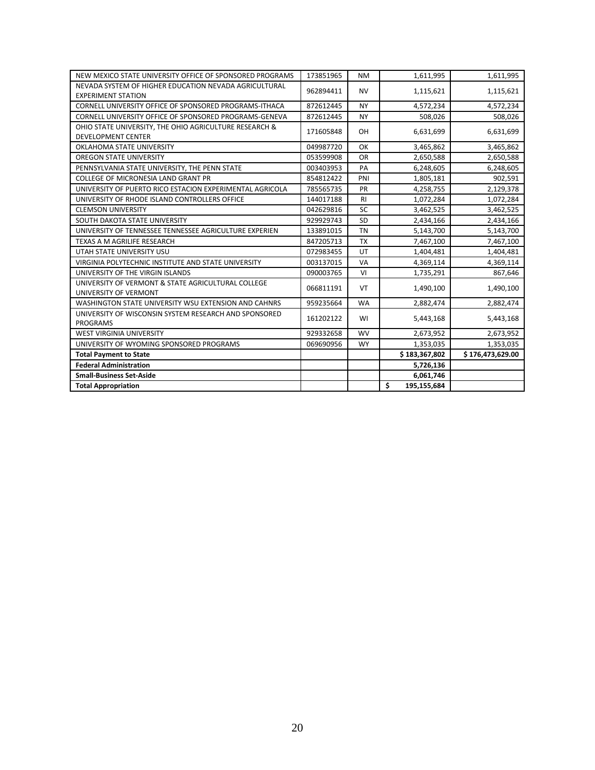| | | | | |
|---|---|---|---|---|
| NEW MEXICO STATE UNIVERSITY OFFICE OF SPONSORED PROGRAMS | 173851965 | NM | 1,611,995 | 1,611,995 |
| NEVADA SYSTEM OF HIGHER EDUCATION NEVADA AGRICULTURAL EXPERIMENT STATION | 962894411 | NV | 1,115,621 | 1,115,621 |
| CORNELL UNIVERSITY OFFICE OF SPONSORED PROGRAMS-ITHACA | 872612445 | NY | 4,572,234 | 4,572,234 |
| CORNELL UNIVERSITY OFFICE OF SPONSORED PROGRAMS-GENEVA | 872612445 | NY | 508,026 | 508,026 |
| OHIO STATE UNIVERSITY, THE OHIO AGRICULTURE RESEARCH & DEVELOPMENT CENTER | 171605848 | OH | 6,631,699 | 6,631,699 |
| OKLAHOMA STATE UNIVERSITY | 049987720 | OK | 3,465,862 | 3,465,862 |
| OREGON STATE UNIVERSITY | 053599908 | OR | 2,650,588 | 2,650,588 |
| PENNSYLVANIA STATE UNIVERSITY, THE PENN STATE | 003403953 | PA | 6,248,605 | 6,248,605 |
| COLLEGE OF MICRONESIA LAND GRANT PR | 854812422 | PNI | 1,805,181 | 902,591 |
| UNIVERSITY OF PUERTO RICO ESTACION EXPERIMENTAL AGRICOLA | 785565735 | PR | 4,258,755 | 2,129,378 |
| UNIVERSITY OF RHODE ISLAND CONTROLLERS OFFICE | 144017188 | RI | 1,072,284 | 1,072,284 |
| CLEMSON UNIVERSITY | 042629816 | SC | 3,462,525 | 3,462,525 |
| SOUTH DAKOTA STATE UNIVERSITY | 929929743 | SD | 2,434,166 | 2,434,166 |
| UNIVERSITY OF TENNESSEE TENNESSEE AGRICULTURE EXPERIEN | 133891015 | TN | 5,143,700 | 5,143,700 |
| TEXAS A M AGRILIFE RESEARCH | 847205713 | TX | 7,467,100 | 7,467,100 |
| UTAH STATE UNIVERSITY USU | 072983455 | UT | 1,404,481 | 1,404,481 |
| VIRGINIA POLYTECHNIC INSTITUTE AND STATE UNIVERSITY | 003137015 | VA | 4,369,114 | 4,369,114 |
| UNIVERSITY OF THE VIRGIN ISLANDS | 090003765 | VI | 1,735,291 | 867,646 |
| UNIVERSITY OF VERMONT & STATE AGRICULTURAL COLLEGE UNIVERSITY OF VERMONT | 066811191 | VT | 1,490,100 | 1,490,100 |
| WASHINGTON STATE UNIVERSITY WSU EXTENSION AND CAHNRS | 959235664 | WA | 2,882,474 | 2,882,474 |
| UNIVERSITY OF WISCONSIN SYSTEM RESEARCH AND SPONSORED PROGRAMS | 161202122 | WI | 5,443,168 | 5,443,168 |
| WEST VIRGINIA UNIVERSITY | 929332658 | WV | 2,673,952 | 2,673,952 |
| UNIVERSITY OF WYOMING SPONSORED PROGRAMS | 069690956 | WY | 1,353,035 | 1,353,035 |
| **Total Payment to State** | | | **$ 183,367,802** | **$ 176,473,629.00** |
| **Federal Administration** | | | **5,726,136** | |
| **Small-Business Set-Aside** | | | **6,061,746** | |
| **Total Appropriation** | | | **$ 195,155,684** | |